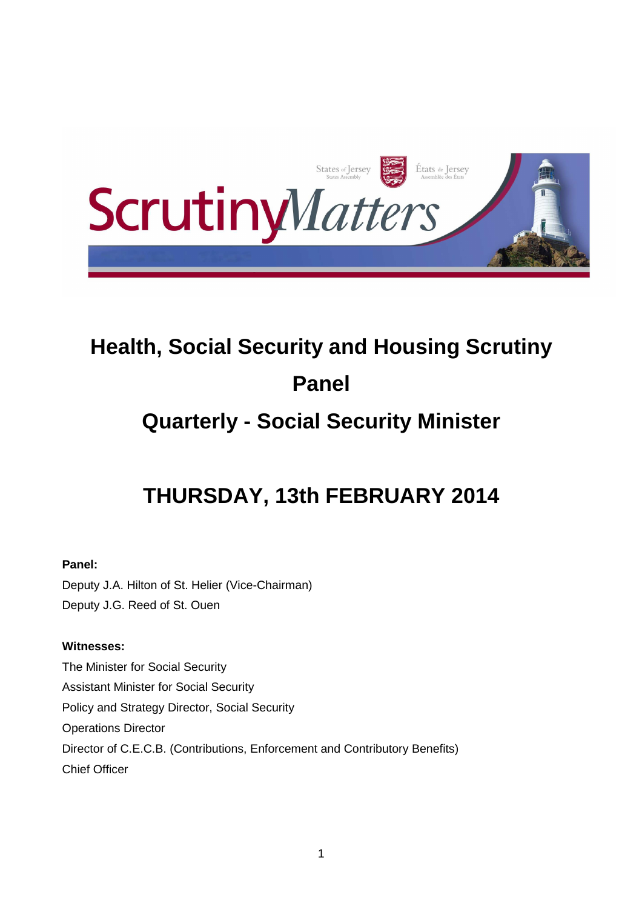# Health, Social Security and Housing Scrutiny Panel

## Quarterly - Social Security Minister

## THURSDAY, 13th FEBRUARY 2014

**Panel:**

Deputy J.A. Hilton of St. Helier (Vice-Chairman)

Deputy J.G. Reed of St. Ouen

**Witnesses:**

The Minister for Social Security

Assistant Minister for Social Security

Policy and Strategy Director, Social Security

Operations Director

Director of C.E.C.B. (Contributions, Enforcement and Contributory Benefits)

Chief Officer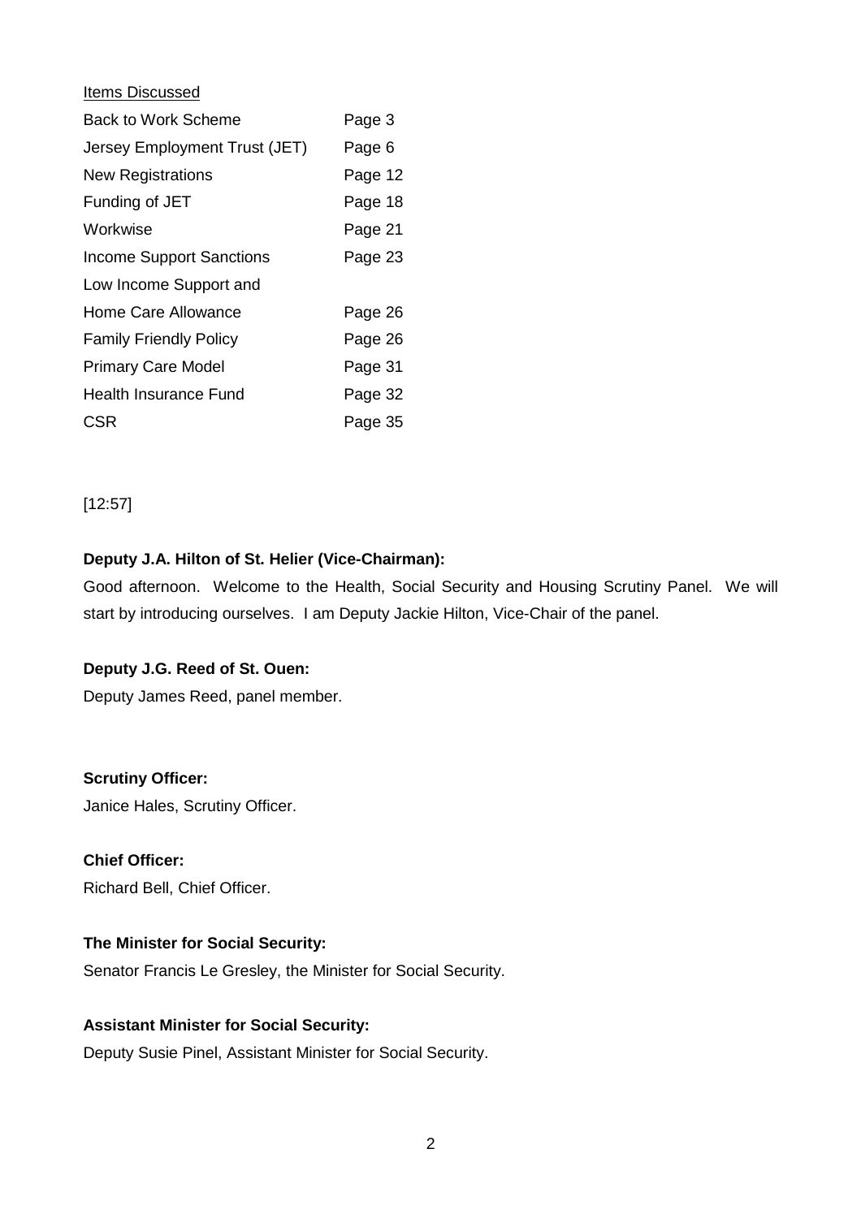Items Discussed

| | |
|---|---|
| Back to Work Scheme | Page 3 |
| Jersey Employment Trust (JET) | Page 6 |
| New Registrations | Page 12 |
| Funding of JET | Page 18 |
| Workwise | Page 21 |
| Income Support Sanctions | Page 23 |
| Low Income Support and Home Care Allowance | Page 26 |
| Family Friendly Policy | Page 26 |
| Primary Care Model | Page 31 |
| Health Insurance Fund | Page 32 |
| CSR | Page 35 |

[12:57]

**Deputy J.A. Hilton of St. Helier (Vice-Chairman):**

Good afternoon. Welcome to the Health, Social Security and Housing Scrutiny Panel. We will start by introducing ourselves. I am Deputy Jackie Hilton, Vice-Chair of the panel.

**Deputy J.G. Reed of St. Ouen:**

Deputy James Reed, panel member.

**Scrutiny Officer:**

Janice Hales, Scrutiny Officer.

**Chief Officer:**

Richard Bell, Chief Officer.

**The Minister for Social Security:**

Senator Francis Le Gresley, the Minister for Social Security.

**Assistant Minister for Social Security:**

Deputy Susie Pinel, Assistant Minister for Social Security.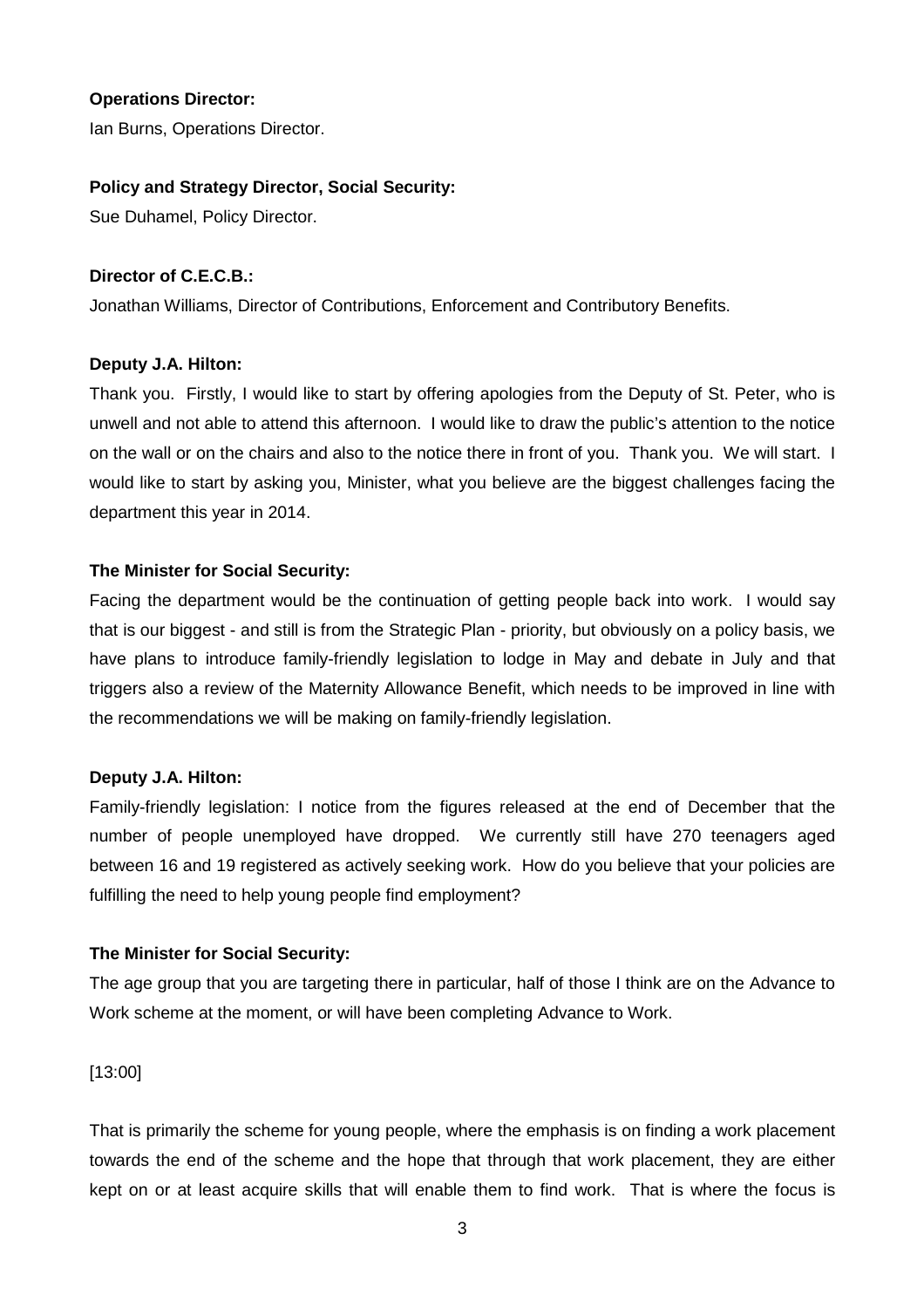**Operations Director:**

Ian Burns, Operations Director.

**Policy and Strategy Director, Social Security:**

Sue Duhamel, Policy Director.

**Director of C.E.C.B.:**

Jonathan Williams, Director of Contributions, Enforcement and Contributory Benefits.

**Deputy J.A. Hilton:**

Thank you. Firstly, I would like to start by offering apologies from the Deputy of St. Peter, who is unwell and not able to attend this afternoon. I would like to draw the public's attention to the notice on the wall or on the chairs and also to the notice there in front of you. Thank you. We will start. I would like to start by asking you, Minister, what you believe are the biggest challenges facing the department this year in 2014.

**The Minister for Social Security:**

Facing the department would be the continuation of getting people back into work. I would say that is our biggest - and still is from the Strategic Plan - priority, but obviously on a policy basis, we have plans to introduce family-friendly legislation to lodge in May and debate in July and that triggers also a review of the Maternity Allowance Benefit, which needs to be improved in line with the recommendations we will be making on family-friendly legislation.

**Deputy J.A. Hilton:**

Family-friendly legislation: I notice from the figures released at the end of December that the number of people unemployed have dropped. We currently still have 270 teenagers aged between 16 and 19 registered as actively seeking work. How do you believe that your policies are fulfilling the need to help young people find employment?

**The Minister for Social Security:**

The age group that you are targeting there in particular, half of those I think are on the Advance to Work scheme at the moment, or will have been completing Advance to Work.

[13:00]

That is primarily the scheme for young people, where the emphasis is on finding a work placement towards the end of the scheme and the hope that through that work placement, they are either kept on or at least acquire skills that will enable them to find work. That is where the focus is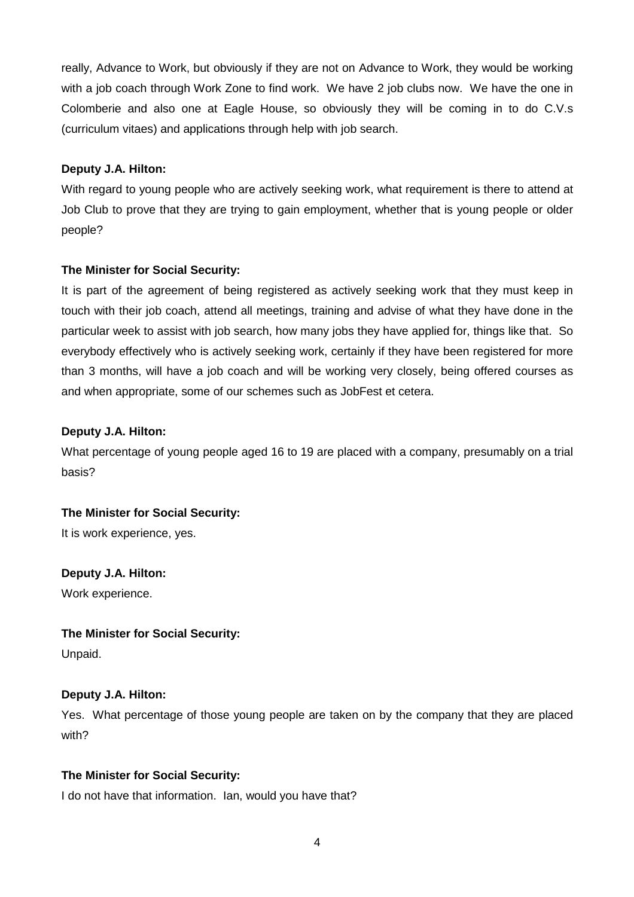really, Advance to Work, but obviously if they are not on Advance to Work, they would be working with a job coach through Work Zone to find work. We have 2 job clubs now. We have the one in Colomberie and also one at Eagle House, so obviously they will be coming in to do C.V.s (curriculum vitaes) and applications through help with job search.

**Deputy J.A. Hilton:**

With regard to young people who are actively seeking work, what requirement is there to attend at Job Club to prove that they are trying to gain employment, whether that is young people or older people?

**The Minister for Social Security:**

It is part of the agreement of being registered as actively seeking work that they must keep in touch with their job coach, attend all meetings, training and advise of what they have done in the particular week to assist with job search, how many jobs they have applied for, things like that. So everybody effectively who is actively seeking work, certainly if they have been registered for more than 3 months, will have a job coach and will be working very closely, being offered courses as and when appropriate, some of our schemes such as JobFest et cetera.

**Deputy J.A. Hilton:**

What percentage of young people aged 16 to 19 are placed with a company, presumably on a trial basis?

**The Minister for Social Security:**

It is work experience, yes.

**Deputy J.A. Hilton:**

Work experience.

**The Minister for Social Security:**

Unpaid.

**Deputy J.A. Hilton:**

Yes. What percentage of those young people are taken on by the company that they are placed with?

**The Minister for Social Security:**

I do not have that information. Ian, would you have that?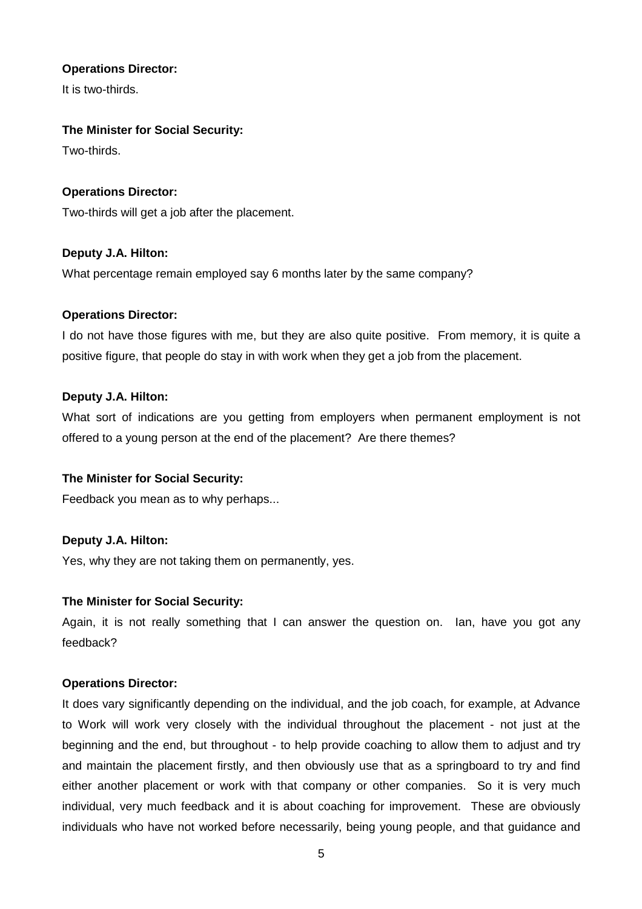**Operations Director:**

It is two-thirds.

**The Minister for Social Security:**

Two-thirds.

**Operations Director:**

Two-thirds will get a job after the placement.

**Deputy J.A. Hilton:**

What percentage remain employed say 6 months later by the same company?

**Operations Director:**

I do not have those figures with me, but they are also quite positive. From memory, it is quite a positive figure, that people do stay in with work when they get a job from the placement.

**Deputy J.A. Hilton:**

What sort of indications are you getting from employers when permanent employment is not offered to a young person at the end of the placement? Are there themes?

**The Minister for Social Security:**

Feedback you mean as to why perhaps...

**Deputy J.A. Hilton:**

Yes, why they are not taking them on permanently, yes.

**The Minister for Social Security:**

Again, it is not really something that I can answer the question on. Ian, have you got any feedback?

**Operations Director:**

It does vary significantly depending on the individual, and the job coach, for example, at Advance to Work will work very closely with the individual throughout the placement - not just at the beginning and the end, but throughout - to help provide coaching to allow them to adjust and try and maintain the placement firstly, and then obviously use that as a springboard to try and find either another placement or work with that company or other companies. So it is very much individual, very much feedback and it is about coaching for improvement. These are obviously individuals who have not worked before necessarily, being young people, and that guidance and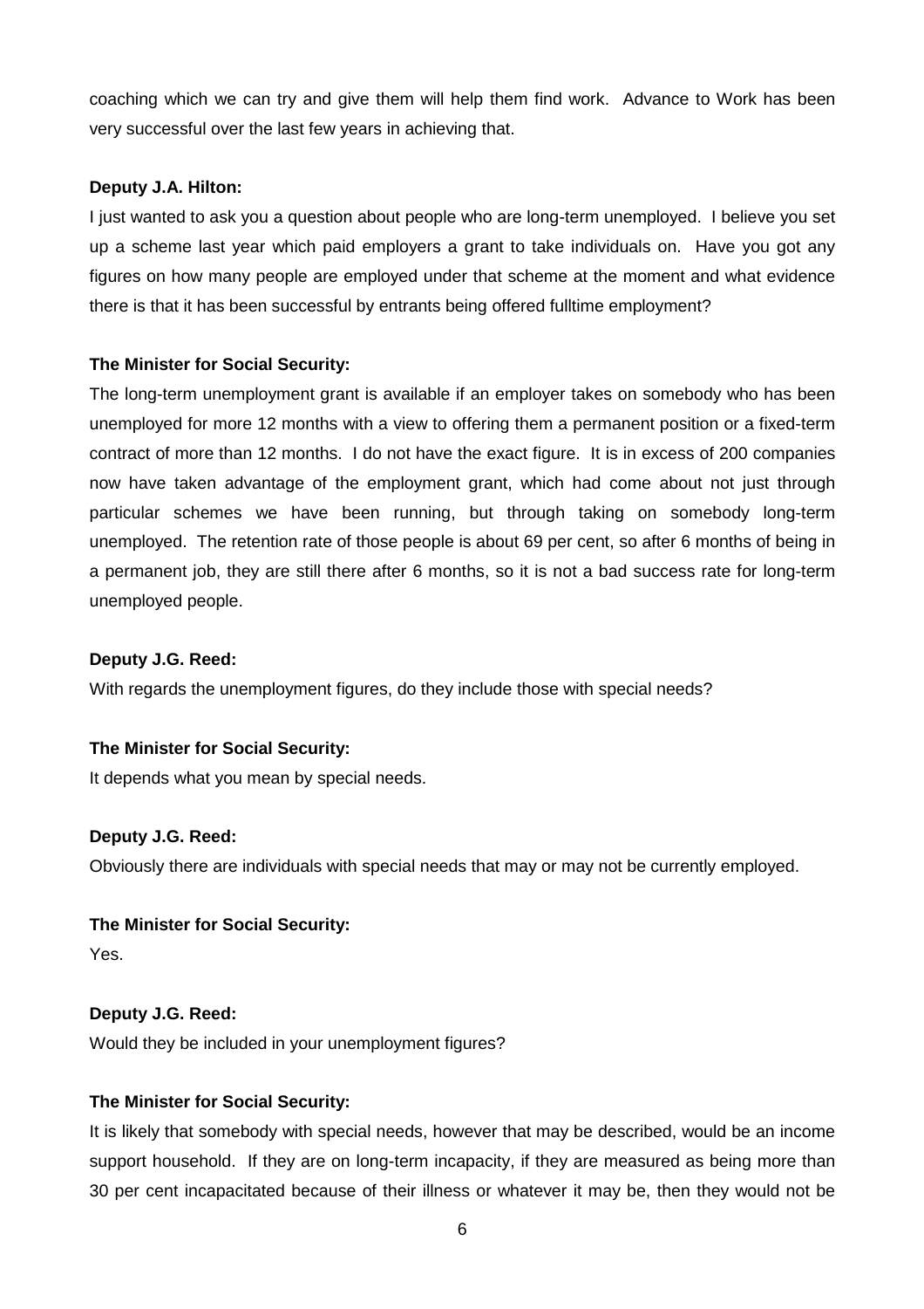coaching which we can try and give them will help them find work. Advance to Work has been very successful over the last few years in achieving that.

**Deputy J.A. Hilton:**

I just wanted to ask you a question about people who are long-term unemployed. I believe you set up a scheme last year which paid employers a grant to take individuals on. Have you got any figures on how many people are employed under that scheme at the moment and what evidence there is that it has been successful by entrants being offered fulltime employment?

**The Minister for Social Security:**

The long-term unemployment grant is available if an employer takes on somebody who has been unemployed for more 12 months with a view to offering them a permanent position or a fixed-term contract of more than 12 months. I do not have the exact figure. It is in excess of 200 companies now have taken advantage of the employment grant, which had come about not just through particular schemes we have been running, but through taking on somebody long-term unemployed. The retention rate of those people is about 69 per cent, so after 6 months of being in a permanent job, they are still there after 6 months, so it is not a bad success rate for long-term unemployed people.

**Deputy J.G. Reed:**

With regards the unemployment figures, do they include those with special needs?

**The Minister for Social Security:**

It depends what you mean by special needs.

**Deputy J.G. Reed:**

Obviously there are individuals with special needs that may or may not be currently employed.

**The Minister for Social Security:**

Yes.

**Deputy J.G. Reed:**

Would they be included in your unemployment figures?

**The Minister for Social Security:**

It is likely that somebody with special needs, however that may be described, would be an income support household. If they are on long-term incapacity, if they are measured as being more than 30 per cent incapacitated because of their illness or whatever it may be, then they would not be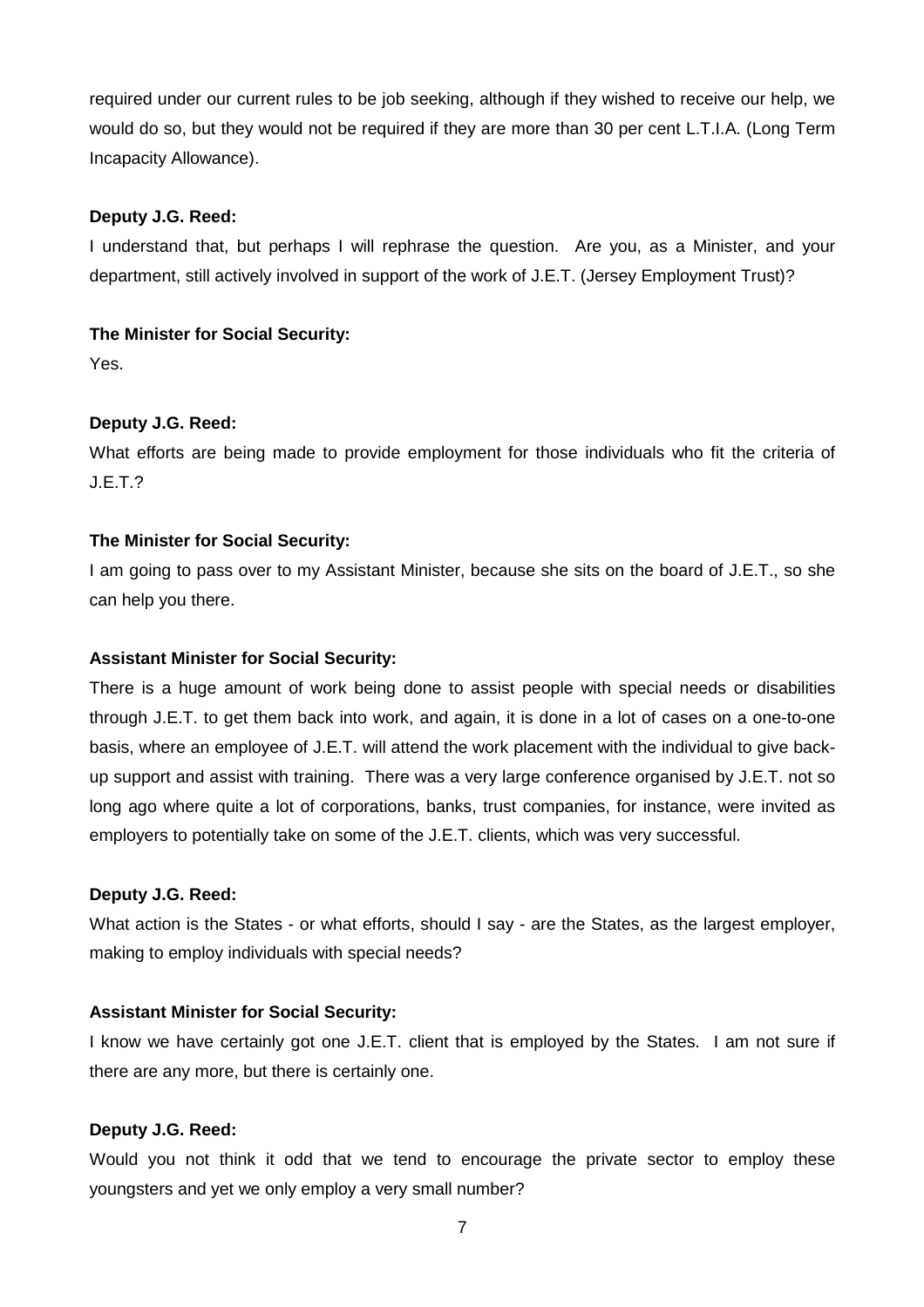required under our current rules to be job seeking, although if they wished to receive our help, we would do so, but they would not be required if they are more than 30 per cent L.T.I.A. (Long Term Incapacity Allowance).

**Deputy J.G. Reed:**

I understand that, but perhaps I will rephrase the question. Are you, as a Minister, and your department, still actively involved in support of the work of J.E.T. (Jersey Employment Trust)?

**The Minister for Social Security:**

Yes.

**Deputy J.G. Reed:**

What efforts are being made to provide employment for those individuals who fit the criteria of J.E.T.?

**The Minister for Social Security:**

I am going to pass over to my Assistant Minister, because she sits on the board of J.E.T., so she can help you there.

**Assistant Minister for Social Security:**

There is a huge amount of work being done to assist people with special needs or disabilities through J.E.T. to get them back into work, and again, it is done in a lot of cases on a one-to-one basis, where an employee of J.E.T. will attend the work placement with the individual to give back-up support and assist with training. There was a very large conference organised by J.E.T. not so long ago where quite a lot of corporations, banks, trust companies, for instance, were invited as employers to potentially take on some of the J.E.T. clients, which was very successful.

**Deputy J.G. Reed:**

What action is the States - or what efforts, should I say - are the States, as the largest employer, making to employ individuals with special needs?

**Assistant Minister for Social Security:**

I know we have certainly got one J.E.T. client that is employed by the States. I am not sure if there are any more, but there is certainly one.

**Deputy J.G. Reed:**

Would you not think it odd that we tend to encourage the private sector to employ these youngsters and yet we only employ a very small number?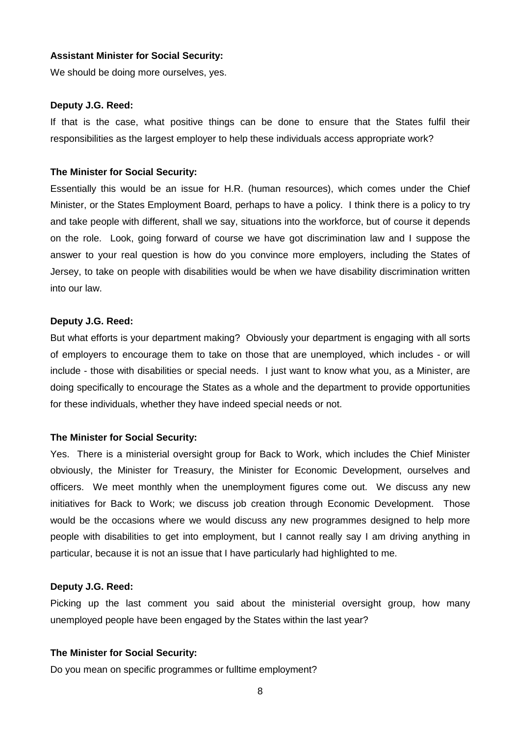**Assistant Minister for Social Security:**

We should be doing more ourselves, yes.

**Deputy J.G. Reed:**

If that is the case, what positive things can be done to ensure that the States fulfil their responsibilities as the largest employer to help these individuals access appropriate work?

**The Minister for Social Security:**

Essentially this would be an issue for H.R. (human resources), which comes under the Chief Minister, or the States Employment Board, perhaps to have a policy. I think there is a policy to try and take people with different, shall we say, situations into the workforce, but of course it depends on the role. Look, going forward of course we have got discrimination law and I suppose the answer to your real question is how do you convince more employers, including the States of Jersey, to take on people with disabilities would be when we have disability discrimination written into our law.

**Deputy J.G. Reed:**

But what efforts is your department making? Obviously your department is engaging with all sorts of employers to encourage them to take on those that are unemployed, which includes - or will include - those with disabilities or special needs. I just want to know what you, as a Minister, are doing specifically to encourage the States as a whole and the department to provide opportunities for these individuals, whether they have indeed special needs or not.

**The Minister for Social Security:**

Yes. There is a ministerial oversight group for Back to Work, which includes the Chief Minister obviously, the Minister for Treasury, the Minister for Economic Development, ourselves and officers. We meet monthly when the unemployment figures come out. We discuss any new initiatives for Back to Work; we discuss job creation through Economic Development. Those would be the occasions where we would discuss any new programmes designed to help more people with disabilities to get into employment, but I cannot really say I am driving anything in particular, because it is not an issue that I have particularly had highlighted to me.

**Deputy J.G. Reed:**

Picking up the last comment you said about the ministerial oversight group, how many unemployed people have been engaged by the States within the last year?

**The Minister for Social Security:**

Do you mean on specific programmes or fulltime employment?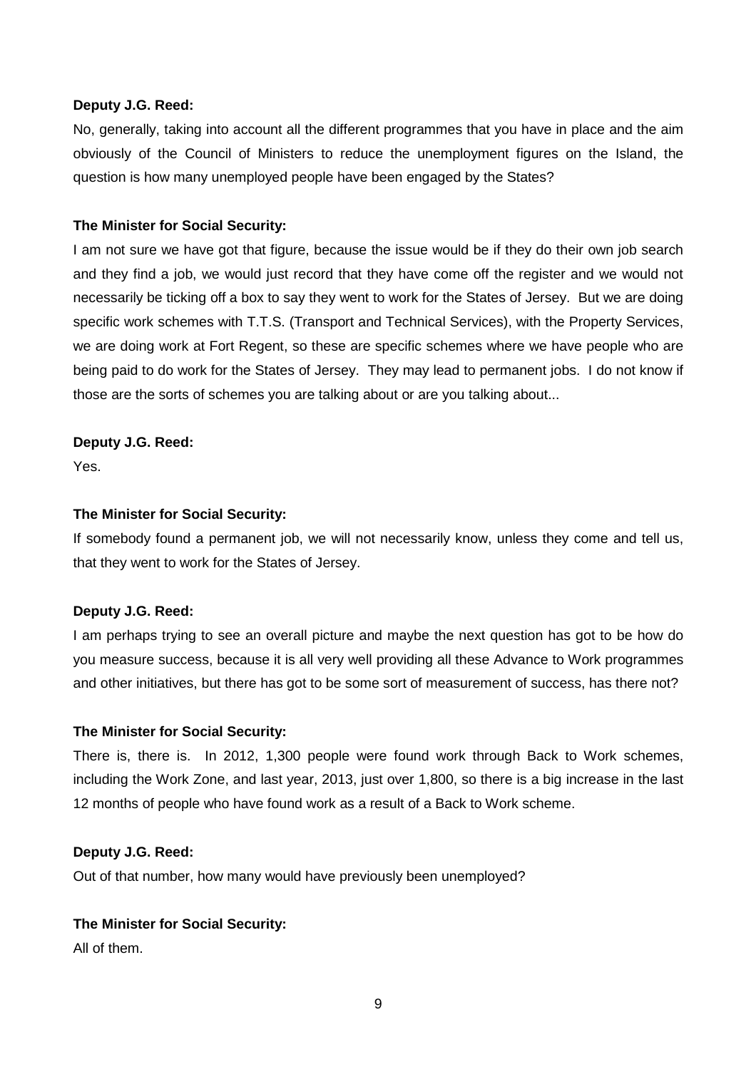**Deputy J.G. Reed:**

No, generally, taking into account all the different programmes that you have in place and the aim obviously of the Council of Ministers to reduce the unemployment figures on the Island, the question is how many unemployed people have been engaged by the States?

**The Minister for Social Security:**

I am not sure we have got that figure, because the issue would be if they do their own job search and they find a job, we would just record that they have come off the register and we would not necessarily be ticking off a box to say they went to work for the States of Jersey. But we are doing specific work schemes with T.T.S. (Transport and Technical Services), with the Property Services, we are doing work at Fort Regent, so these are specific schemes where we have people who are being paid to do work for the States of Jersey. They may lead to permanent jobs. I do not know if those are the sorts of schemes you are talking about or are you talking about...

**Deputy J.G. Reed:**

Yes.

**The Minister for Social Security:**

If somebody found a permanent job, we will not necessarily know, unless they come and tell us, that they went to work for the States of Jersey.

**Deputy J.G. Reed:**

I am perhaps trying to see an overall picture and maybe the next question has got to be how do you measure success, because it is all very well providing all these Advance to Work programmes and other initiatives, but there has got to be some sort of measurement of success, has there not?

**The Minister for Social Security:**

There is, there is. In 2012, 1,300 people were found work through Back to Work schemes, including the Work Zone, and last year, 2013, just over 1,800, so there is a big increase in the last 12 months of people who have found work as a result of a Back to Work scheme.

**Deputy J.G. Reed:**

Out of that number, how many would have previously been unemployed?

**The Minister for Social Security:**

All of them.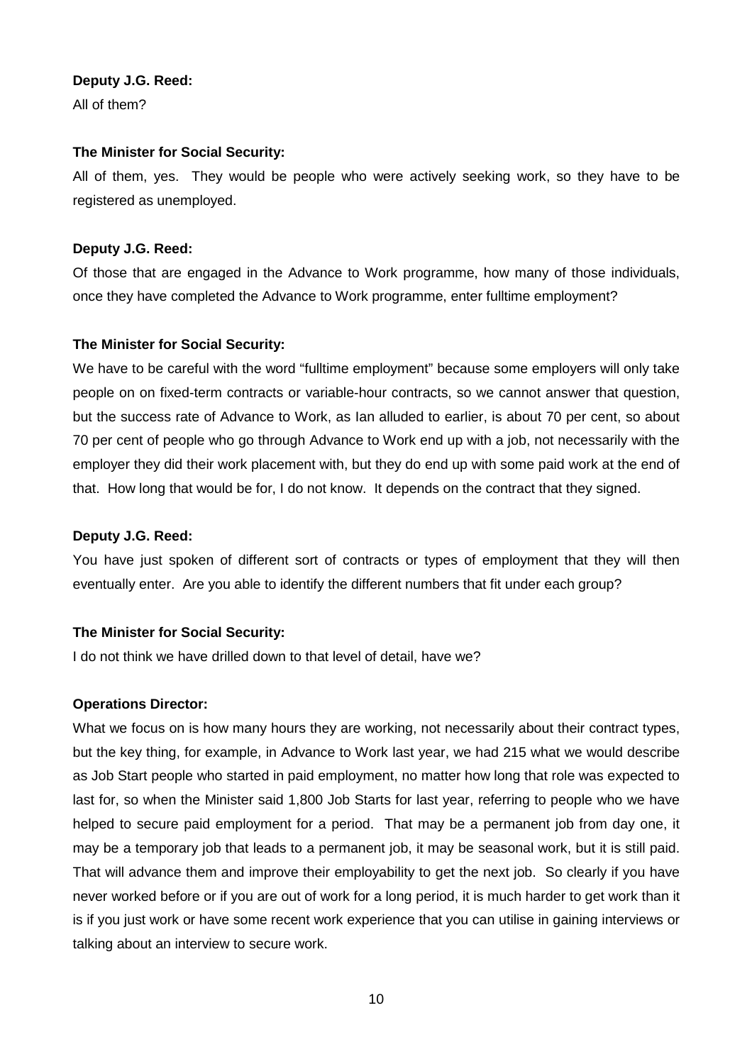**Deputy J.G. Reed:**

All of them?

**The Minister for Social Security:**

All of them, yes. They would be people who were actively seeking work, so they have to be registered as unemployed.

**Deputy J.G. Reed:**

Of those that are engaged in the Advance to Work programme, how many of those individuals, once they have completed the Advance to Work programme, enter fulltime employment?

**The Minister for Social Security:**

We have to be careful with the word "fulltime employment" because some employers will only take people on on fixed-term contracts or variable-hour contracts, so we cannot answer that question, but the success rate of Advance to Work, as Ian alluded to earlier, is about 70 per cent, so about 70 per cent of people who go through Advance to Work end up with a job, not necessarily with the employer they did their work placement with, but they do end up with some paid work at the end of that. How long that would be for, I do not know. It depends on the contract that they signed.

**Deputy J.G. Reed:**

You have just spoken of different sort of contracts or types of employment that they will then eventually enter. Are you able to identify the different numbers that fit under each group?

**The Minister for Social Security:**

I do not think we have drilled down to that level of detail, have we?

**Operations Director:**

What we focus on is how many hours they are working, not necessarily about their contract types, but the key thing, for example, in Advance to Work last year, we had 215 what we would describe as Job Start people who started in paid employment, no matter how long that role was expected to last for, so when the Minister said 1,800 Job Starts for last year, referring to people who we have helped to secure paid employment for a period. That may be a permanent job from day one, it may be a temporary job that leads to a permanent job, it may be seasonal work, but it is still paid. That will advance them and improve their employability to get the next job. So clearly if you have never worked before or if you are out of work for a long period, it is much harder to get work than it is if you just work or have some recent work experience that you can utilise in gaining interviews or talking about an interview to secure work.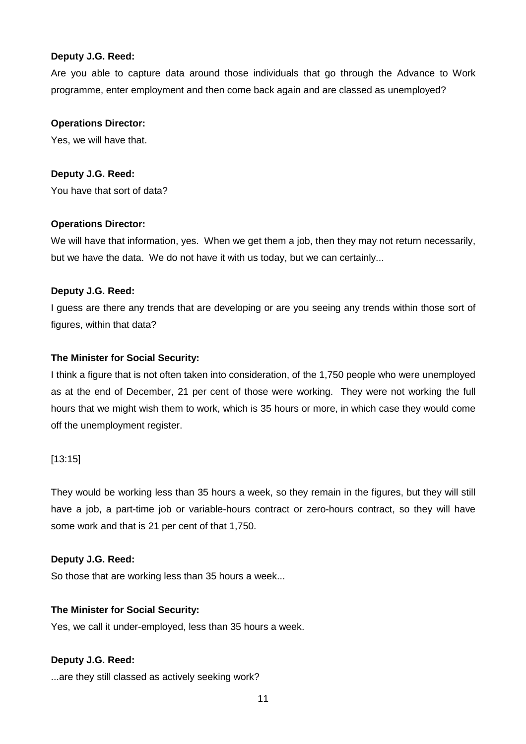**Deputy J.G. Reed:**

Are you able to capture data around those individuals that go through the Advance to Work programme, enter employment and then come back again and are classed as unemployed?

**Operations Director:**

Yes, we will have that.

**Deputy J.G. Reed:**

You have that sort of data?

**Operations Director:**

We will have that information, yes. When we get them a job, then they may not return necessarily, but we have the data. We do not have it with us today, but we can certainly...

**Deputy J.G. Reed:**

I guess are there any trends that are developing or are you seeing any trends within those sort of figures, within that data?

**The Minister for Social Security:**

I think a figure that is not often taken into consideration, of the 1,750 people who were unemployed as at the end of December, 21 per cent of those were working. They were not working the full hours that we might wish them to work, which is 35 hours or more, in which case they would come off the unemployment register.

[13:15]

They would be working less than 35 hours a week, so they remain in the figures, but they will still have a job, a part-time job or variable-hours contract or zero-hours contract, so they will have some work and that is 21 per cent of that 1,750.

**Deputy J.G. Reed:**

So those that are working less than 35 hours a week...

**The Minister for Social Security:**

Yes, we call it under-employed, less than 35 hours a week.

**Deputy J.G. Reed:**

...are they still classed as actively seeking work?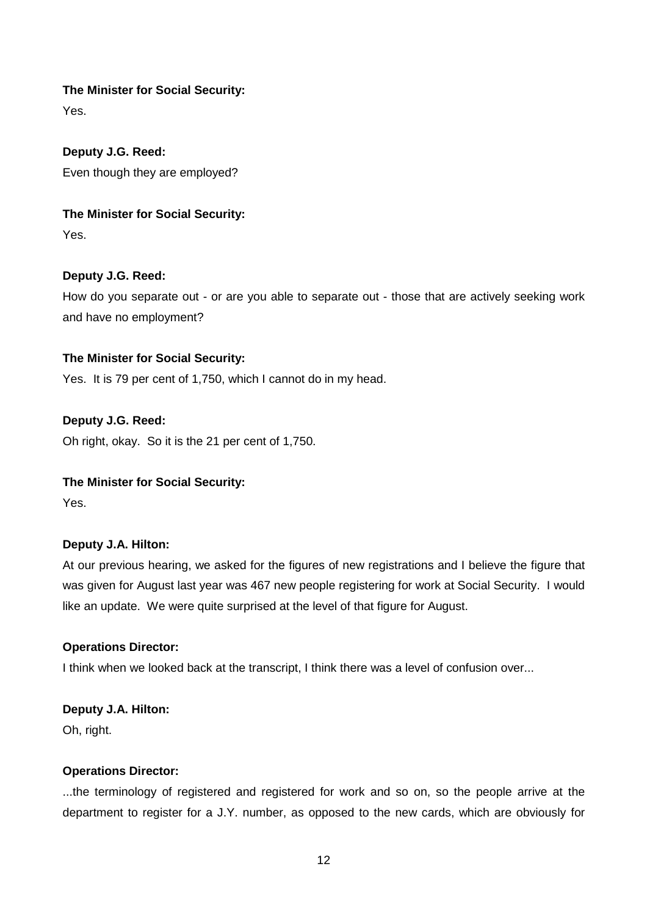**The Minister for Social Security:**
Yes.

**Deputy J.G. Reed:**
Even though they are employed?

**The Minister for Social Security:**
Yes.

**Deputy J.G. Reed:**
How do you separate out - or are you able to separate out - those that are actively seeking work and have no employment?

**The Minister for Social Security:**
Yes. It is 79 per cent of 1,750, which I cannot do in my head.

**Deputy J.G. Reed:**
Oh right, okay. So it is the 21 per cent of 1,750.

**The Minister for Social Security:**
Yes.

**Deputy J.A. Hilton:**
At our previous hearing, we asked for the figures of new registrations and I believe the figure that was given for August last year was 467 new people registering for work at Social Security. I would like an update. We were quite surprised at the level of that figure for August.

**Operations Director:**
I think when we looked back at the transcript, I think there was a level of confusion over...

**Deputy J.A. Hilton:**
Oh, right.

**Operations Director:**
...the terminology of registered and registered for work and so on, so the people arrive at the department to register for a J.Y. number, as opposed to the new cards, which are obviously for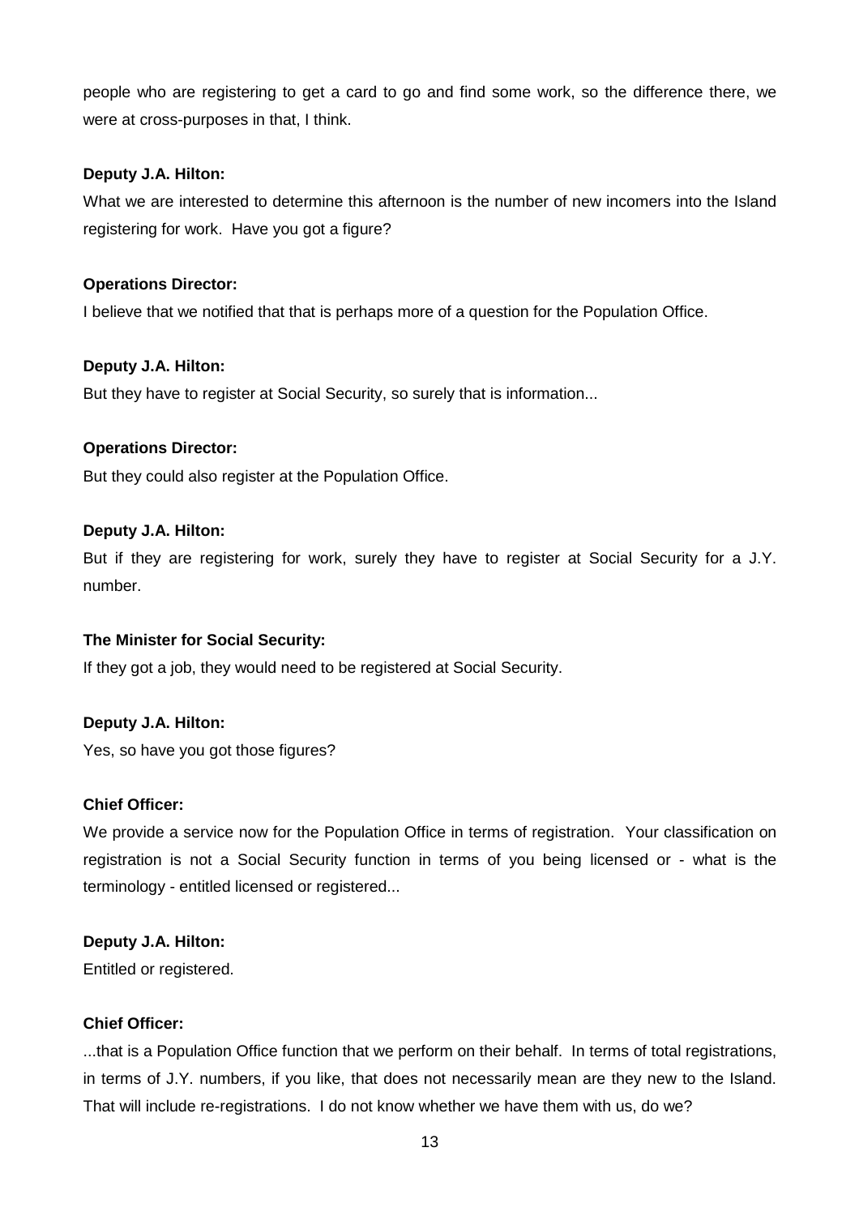people who are registering to get a card to go and find some work, so the difference there, we were at cross-purposes in that, I think.

**Deputy J.A. Hilton:**

What we are interested to determine this afternoon is the number of new incomers into the Island registering for work. Have you got a figure?

**Operations Director:**

I believe that we notified that that is perhaps more of a question for the Population Office.

**Deputy J.A. Hilton:**

But they have to register at Social Security, so surely that is information...

**Operations Director:**

But they could also register at the Population Office.

**Deputy J.A. Hilton:**

But if they are registering for work, surely they have to register at Social Security for a J.Y. number.

**The Minister for Social Security:**

If they got a job, they would need to be registered at Social Security.

**Deputy J.A. Hilton:**

Yes, so have you got those figures?

**Chief Officer:**

We provide a service now for the Population Office in terms of registration. Your classification on registration is not a Social Security function in terms of you being licensed or - what is the terminology - entitled licensed or registered...

**Deputy J.A. Hilton:**

Entitled or registered.

**Chief Officer:**

...that is a Population Office function that we perform on their behalf. In terms of total registrations, in terms of J.Y. numbers, if you like, that does not necessarily mean are they new to the Island. That will include re-registrations. I do not know whether we have them with us, do we?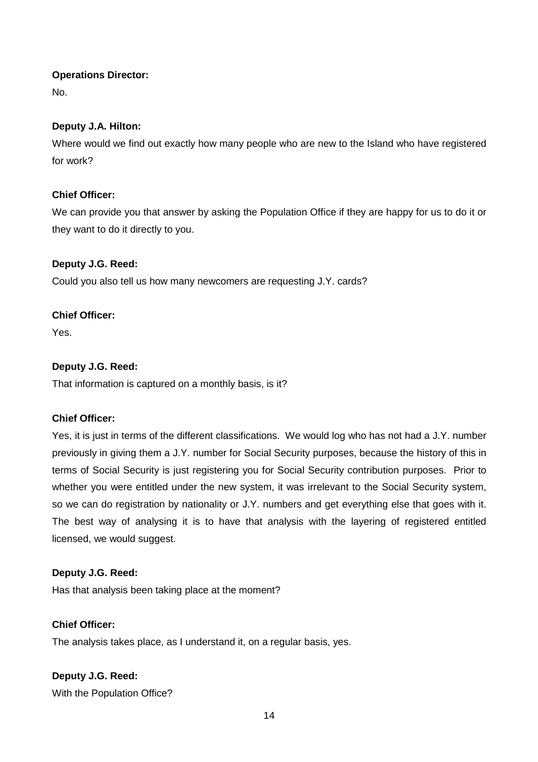**Operations Director:**

No.

**Deputy J.A. Hilton:**

Where would we find out exactly how many people who are new to the Island who have registered for work?

**Chief Officer:**

We can provide you that answer by asking the Population Office if they are happy for us to do it or they want to do it directly to you.

**Deputy J.G. Reed:**

Could you also tell us how many newcomers are requesting J.Y. cards?

**Chief Officer:**

Yes.

**Deputy J.G. Reed:**

That information is captured on a monthly basis, is it?

**Chief Officer:**

Yes, it is just in terms of the different classifications. We would log who has not had a J.Y. number previously in giving them a J.Y. number for Social Security purposes, because the history of this in terms of Social Security is just registering you for Social Security contribution purposes. Prior to whether you were entitled under the new system, it was irrelevant to the Social Security system, so we can do registration by nationality or J.Y. numbers and get everything else that goes with it. The best way of analysing it is to have that analysis with the layering of registered entitled licensed, we would suggest.

**Deputy J.G. Reed:**

Has that analysis been taking place at the moment?

**Chief Officer:**

The analysis takes place, as I understand it, on a regular basis, yes.

**Deputy J.G. Reed:**

With the Population Office?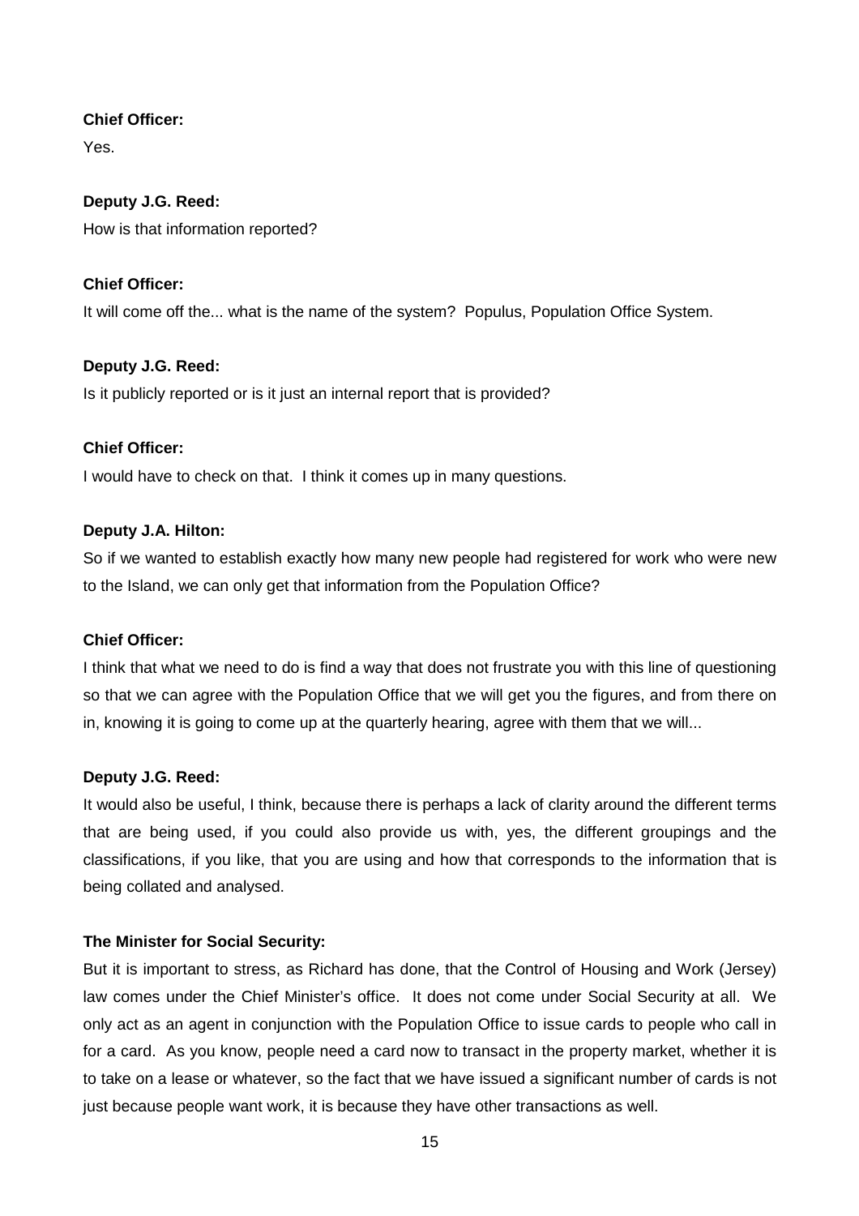**Chief Officer:**

Yes.

**Deputy J.G. Reed:**

How is that information reported?

**Chief Officer:**

It will come off the... what is the name of the system? Populus, Population Office System.

**Deputy J.G. Reed:**

Is it publicly reported or is it just an internal report that is provided?

**Chief Officer:**

I would have to check on that. I think it comes up in many questions.

**Deputy J.A. Hilton:**

So if we wanted to establish exactly how many new people had registered for work who were new to the Island, we can only get that information from the Population Office?

**Chief Officer:**

I think that what we need to do is find a way that does not frustrate you with this line of questioning so that we can agree with the Population Office that we will get you the figures, and from there on in, knowing it is going to come up at the quarterly hearing, agree with them that we will...

**Deputy J.G. Reed:**

It would also be useful, I think, because there is perhaps a lack of clarity around the different terms that are being used, if you could also provide us with, yes, the different groupings and the classifications, if you like, that you are using and how that corresponds to the information that is being collated and analysed.

**The Minister for Social Security:**

But it is important to stress, as Richard has done, that the Control of Housing and Work (Jersey) law comes under the Chief Minister's office. It does not come under Social Security at all. We only act as an agent in conjunction with the Population Office to issue cards to people who call in for a card. As you know, people need a card now to transact in the property market, whether it is to take on a lease or whatever, so the fact that we have issued a significant number of cards is not just because people want work, it is because they have other transactions as well.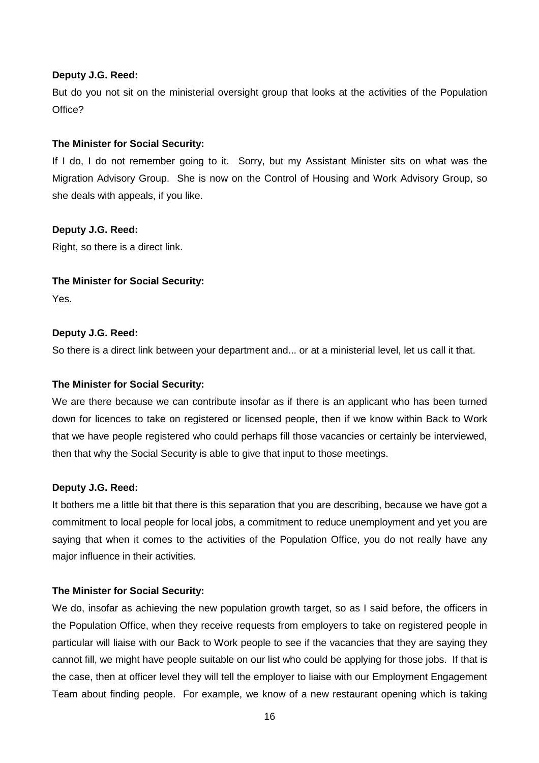**Deputy J.G. Reed:**

But do you not sit on the ministerial oversight group that looks at the activities of the Population Office?

**The Minister for Social Security:**

If I do, I do not remember going to it. Sorry, but my Assistant Minister sits on what was the Migration Advisory Group. She is now on the Control of Housing and Work Advisory Group, so she deals with appeals, if you like.

**Deputy J.G. Reed:**

Right, so there is a direct link.

**The Minister for Social Security:**

Yes.

**Deputy J.G. Reed:**

So there is a direct link between your department and... or at a ministerial level, let us call it that.

**The Minister for Social Security:**

We are there because we can contribute insofar as if there is an applicant who has been turned down for licences to take on registered or licensed people, then if we know within Back to Work that we have people registered who could perhaps fill those vacancies or certainly be interviewed, then that why the Social Security is able to give that input to those meetings.

**Deputy J.G. Reed:**

It bothers me a little bit that there is this separation that you are describing, because we have got a commitment to local people for local jobs, a commitment to reduce unemployment and yet you are saying that when it comes to the activities of the Population Office, you do not really have any major influence in their activities.

**The Minister for Social Security:**

We do, insofar as achieving the new population growth target, so as I said before, the officers in the Population Office, when they receive requests from employers to take on registered people in particular will liaise with our Back to Work people to see if the vacancies that they are saying they cannot fill, we might have people suitable on our list who could be applying for those jobs. If that is the case, then at officer level they will tell the employer to liaise with our Employment Engagement Team about finding people. For example, we know of a new restaurant opening which is taking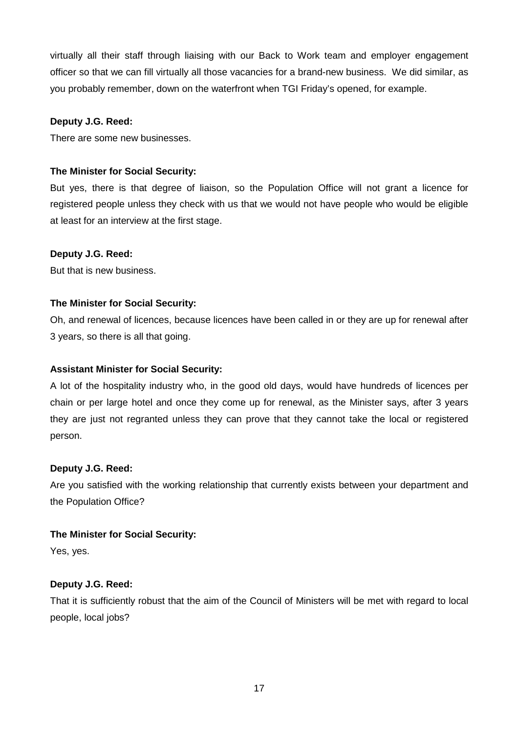virtually all their staff through liaising with our Back to Work team and employer engagement officer so that we can fill virtually all those vacancies for a brand-new business. We did similar, as you probably remember, down on the waterfront when TGI Friday's opened, for example.

**Deputy J.G. Reed:**

There are some new businesses.

**The Minister for Social Security:**

But yes, there is that degree of liaison, so the Population Office will not grant a licence for registered people unless they check with us that we would not have people who would be eligible at least for an interview at the first stage.

**Deputy J.G. Reed:**

But that is new business.

**The Minister for Social Security:**

Oh, and renewal of licences, because licences have been called in or they are up for renewal after 3 years, so there is all that going.

**Assistant Minister for Social Security:**

A lot of the hospitality industry who, in the good old days, would have hundreds of licences per chain or per large hotel and once they come up for renewal, as the Minister says, after 3 years they are just not regranted unless they can prove that they cannot take the local or registered person.

**Deputy J.G. Reed:**

Are you satisfied with the working relationship that currently exists between your department and the Population Office?

**The Minister for Social Security:**

Yes, yes.

**Deputy J.G. Reed:**

That it is sufficiently robust that the aim of the Council of Ministers will be met with regard to local people, local jobs?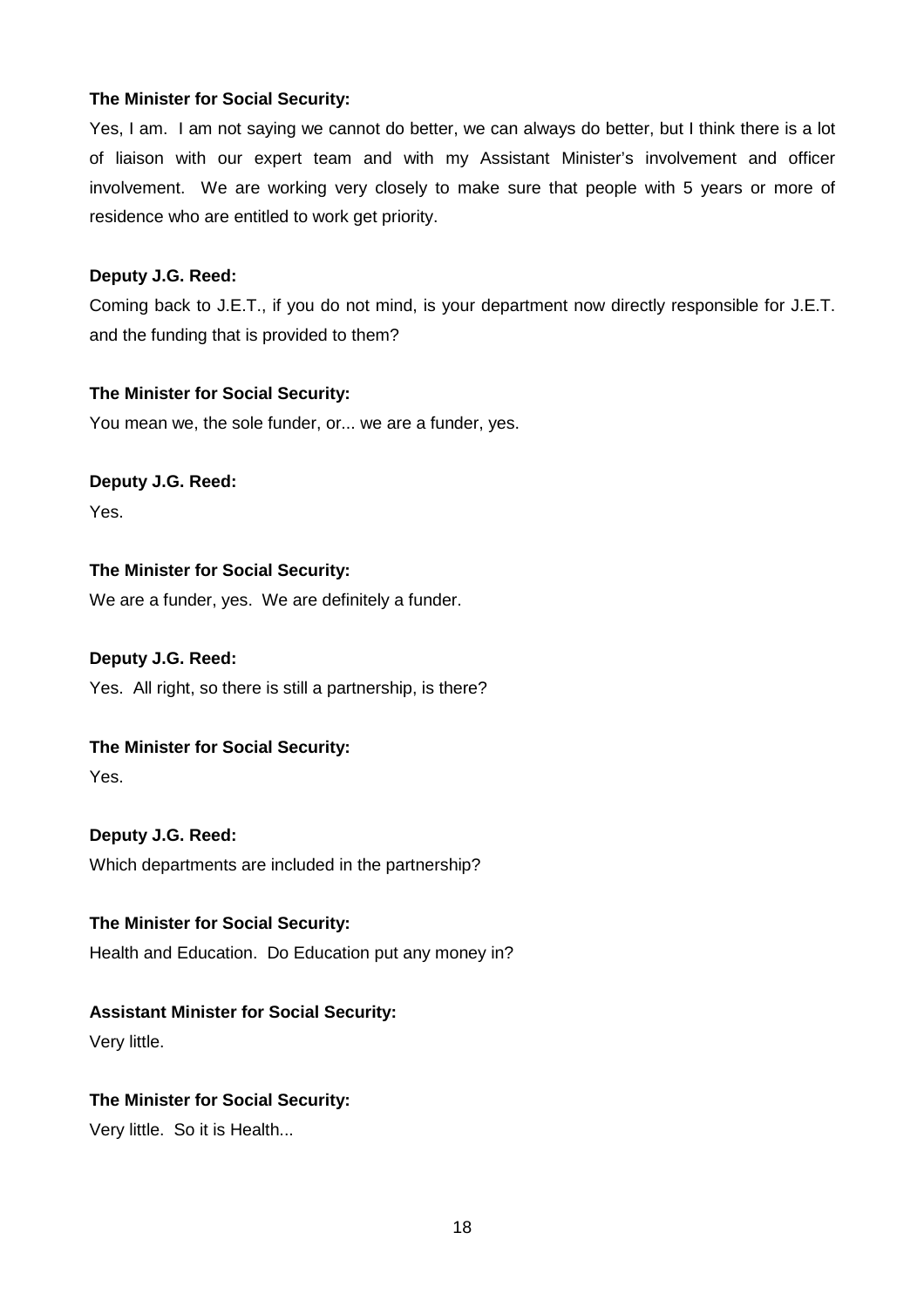**The Minister for Social Security:**

Yes, I am. I am not saying we cannot do better, we can always do better, but I think there is a lot of liaison with our expert team and with my Assistant Minister's involvement and officer involvement. We are working very closely to make sure that people with 5 years or more of residence who are entitled to work get priority.

**Deputy J.G. Reed:**

Coming back to J.E.T., if you do not mind, is your department now directly responsible for J.E.T. and the funding that is provided to them?

**The Minister for Social Security:**

You mean we, the sole funder, or... we are a funder, yes.

**Deputy J.G. Reed:**

Yes.

**The Minister for Social Security:**

We are a funder, yes. We are definitely a funder.

**Deputy J.G. Reed:**

Yes. All right, so there is still a partnership, is there?

**The Minister for Social Security:**

Yes.

**Deputy J.G. Reed:**

Which departments are included in the partnership?

**The Minister for Social Security:**

Health and Education. Do Education put any money in?

**Assistant Minister for Social Security:**

Very little.

**The Minister for Social Security:**

Very little. So it is Health...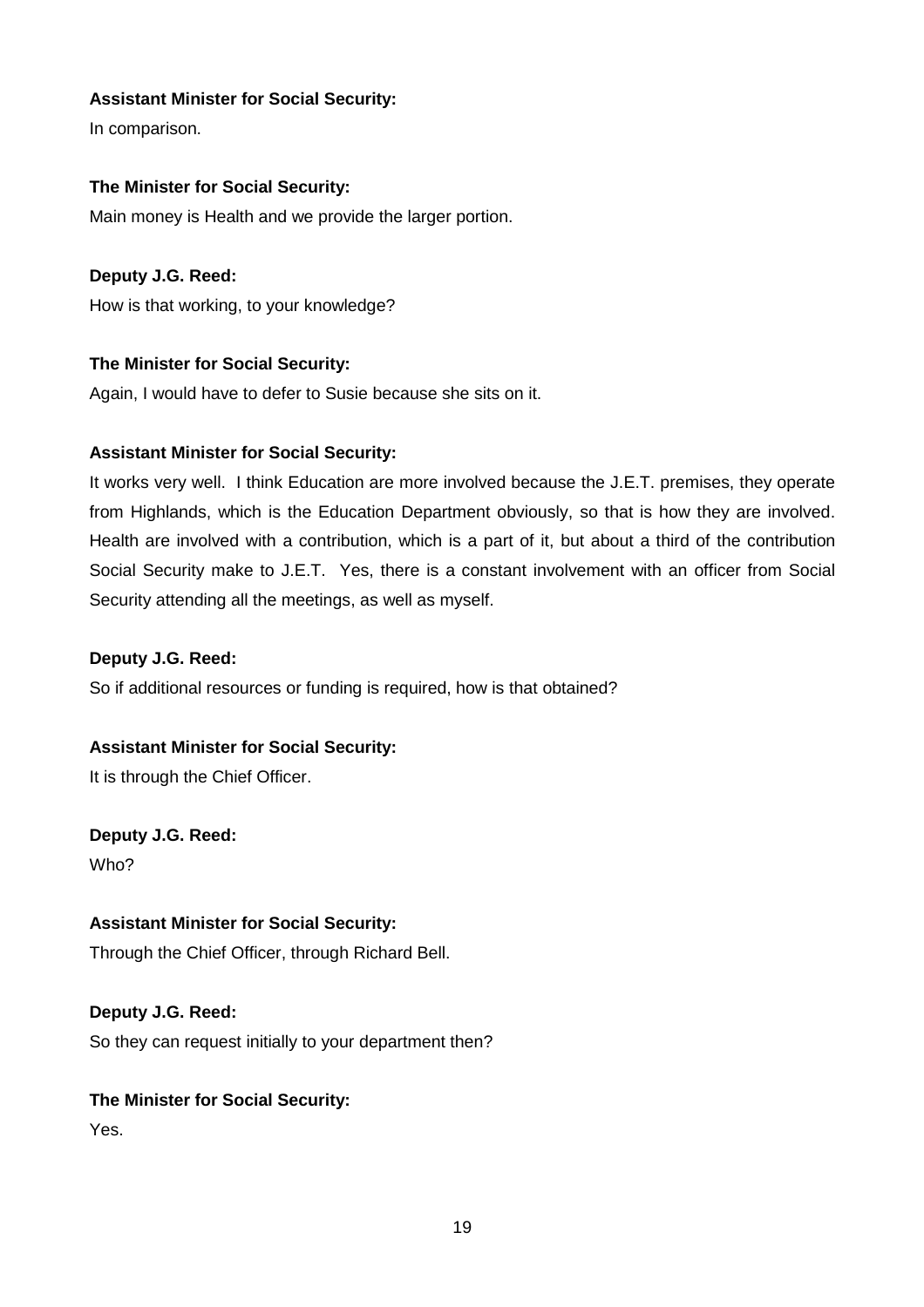**Assistant Minister for Social Security:**

In comparison.

**The Minister for Social Security:**

Main money is Health and we provide the larger portion.

**Deputy J.G. Reed:**

How is that working, to your knowledge?

**The Minister for Social Security:**

Again, I would have to defer to Susie because she sits on it.

**Assistant Minister for Social Security:**

It works very well. I think Education are more involved because the J.E.T. premises, they operate from Highlands, which is the Education Department obviously, so that is how they are involved. Health are involved with a contribution, which is a part of it, but about a third of the contribution Social Security make to J.E.T. Yes, there is a constant involvement with an officer from Social Security attending all the meetings, as well as myself.

**Deputy J.G. Reed:**

So if additional resources or funding is required, how is that obtained?

**Assistant Minister for Social Security:**

It is through the Chief Officer.

**Deputy J.G. Reed:**

Who?

**Assistant Minister for Social Security:**

Through the Chief Officer, through Richard Bell.

**Deputy J.G. Reed:**

So they can request initially to your department then?

**The Minister for Social Security:**

Yes.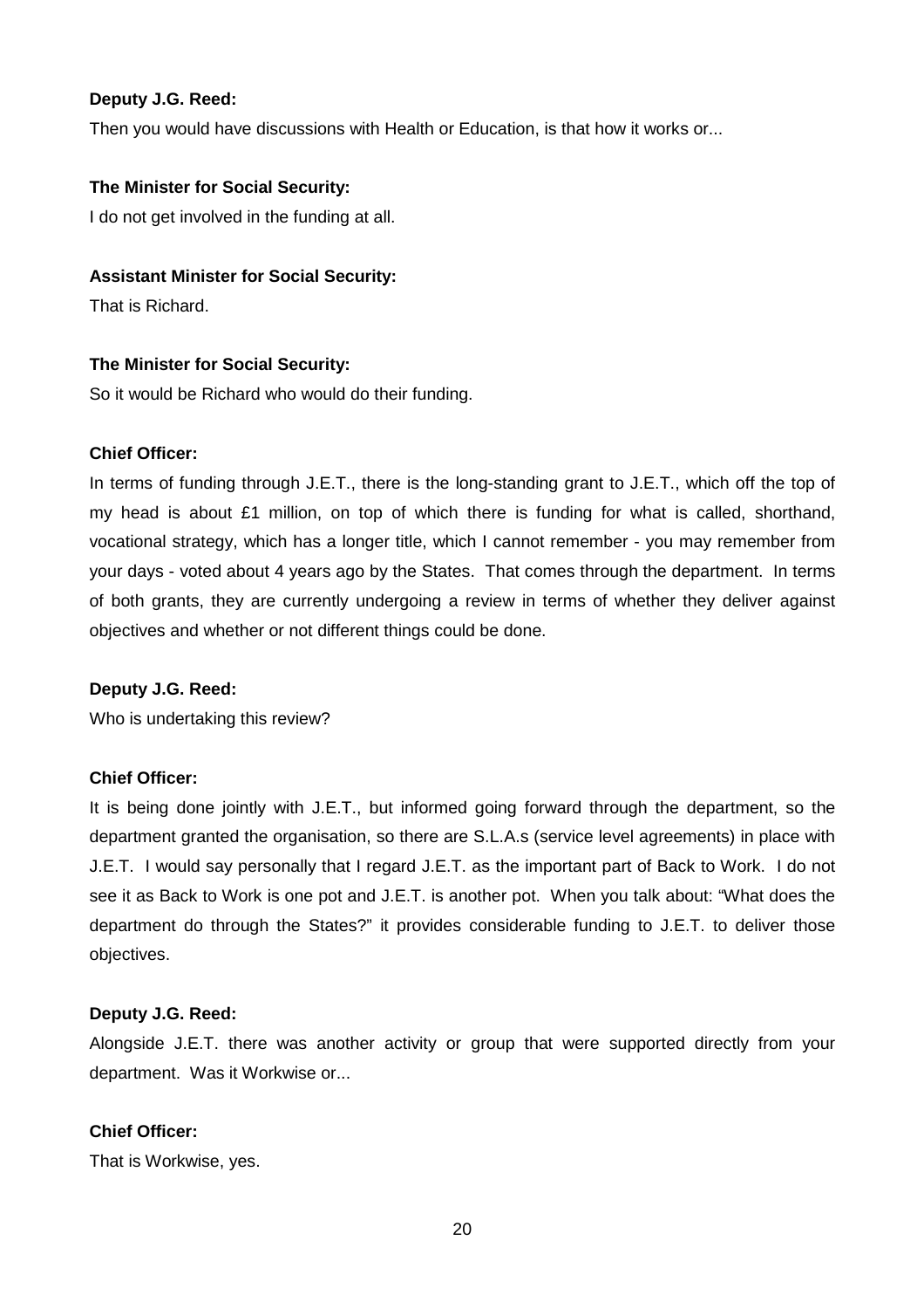**Deputy J.G. Reed:**

Then you would have discussions with Health or Education, is that how it works or...

**The Minister for Social Security:**

I do not get involved in the funding at all.

**Assistant Minister for Social Security:**

That is Richard.

**The Minister for Social Security:**

So it would be Richard who would do their funding.

**Chief Officer:**

In terms of funding through J.E.T., there is the long-standing grant to J.E.T., which off the top of my head is about £1 million, on top of which there is funding for what is called, shorthand, vocational strategy, which has a longer title, which I cannot remember - you may remember from your days - voted about 4 years ago by the States. That comes through the department. In terms of both grants, they are currently undergoing a review in terms of whether they deliver against objectives and whether or not different things could be done.

**Deputy J.G. Reed:**

Who is undertaking this review?

**Chief Officer:**

It is being done jointly with J.E.T., but informed going forward through the department, so the department granted the organisation, so there are S.L.A.s (service level agreements) in place with J.E.T. I would say personally that I regard J.E.T. as the important part of Back to Work. I do not see it as Back to Work is one pot and J.E.T. is another pot. When you talk about: "What does the department do through the States?" it provides considerable funding to J.E.T. to deliver those objectives.

**Deputy J.G. Reed:**

Alongside J.E.T. there was another activity or group that were supported directly from your department. Was it Workwise or...

**Chief Officer:**

That is Workwise, yes.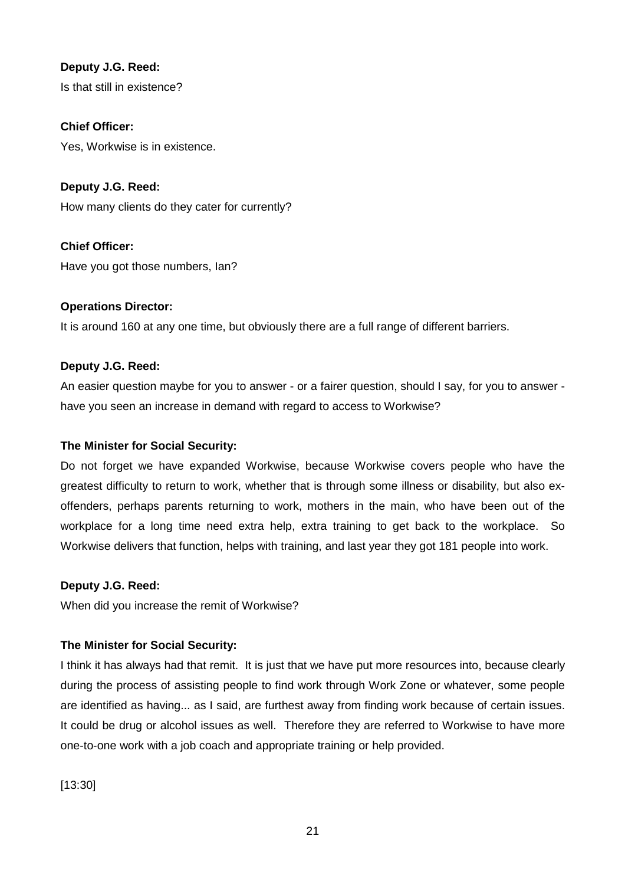**Deputy J.G. Reed:**

Is that still in existence?

**Chief Officer:**

Yes, Workwise is in existence.

**Deputy J.G. Reed:**

How many clients do they cater for currently?

**Chief Officer:**

Have you got those numbers, Ian?

**Operations Director:**

It is around 160 at any one time, but obviously there are a full range of different barriers.

**Deputy J.G. Reed:**

An easier question maybe for you to answer - or a fairer question, should I say, for you to answer - have you seen an increase in demand with regard to access to Workwise?

**The Minister for Social Security:**

Do not forget we have expanded Workwise, because Workwise covers people who have the greatest difficulty to return to work, whether that is through some illness or disability, but also ex-offenders, perhaps parents returning to work, mothers in the main, who have been out of the workplace for a long time need extra help, extra training to get back to the workplace. So Workwise delivers that function, helps with training, and last year they got 181 people into work.

**Deputy J.G. Reed:**

When did you increase the remit of Workwise?

**The Minister for Social Security:**

I think it has always had that remit. It is just that we have put more resources into, because clearly during the process of assisting people to find work through Work Zone or whatever, some people are identified as having... as I said, are furthest away from finding work because of certain issues. It could be drug or alcohol issues as well. Therefore they are referred to Workwise to have more one-to-one work with a job coach and appropriate training or help provided.

[13:30]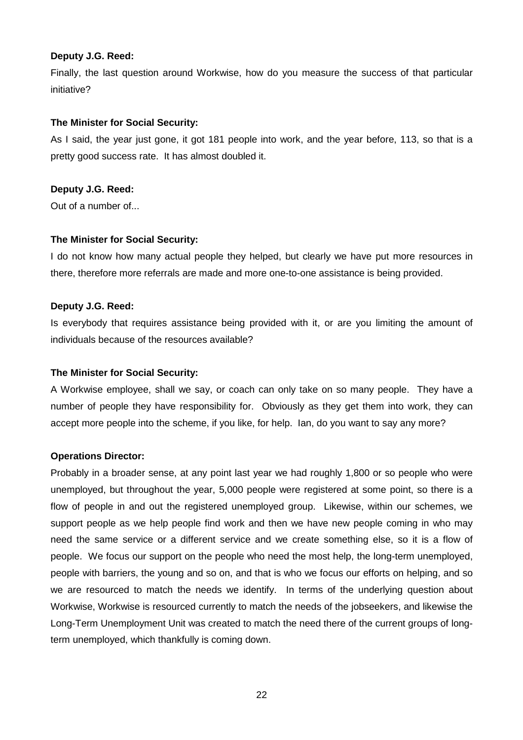**Deputy J.G. Reed:**

Finally, the last question around Workwise, how do you measure the success of that particular initiative?

**The Minister for Social Security:**

As I said, the year just gone, it got 181 people into work, and the year before, 113, so that is a pretty good success rate. It has almost doubled it.

**Deputy J.G. Reed:**

Out of a number of...

**The Minister for Social Security:**

I do not know how many actual people they helped, but clearly we have put more resources in there, therefore more referrals are made and more one-to-one assistance is being provided.

**Deputy J.G. Reed:**

Is everybody that requires assistance being provided with it, or are you limiting the amount of individuals because of the resources available?

**The Minister for Social Security:**

A Workwise employee, shall we say, or coach can only take on so many people. They have a number of people they have responsibility for. Obviously as they get them into work, they can accept more people into the scheme, if you like, for help. Ian, do you want to say any more?

**Operations Director:**

Probably in a broader sense, at any point last year we had roughly 1,800 or so people who were unemployed, but throughout the year, 5,000 people were registered at some point, so there is a flow of people in and out the registered unemployed group. Likewise, within our schemes, we support people as we help people find work and then we have new people coming in who may need the same service or a different service and we create something else, so it is a flow of people. We focus our support on the people who need the most help, the long-term unemployed, people with barriers, the young and so on, and that is who we focus our efforts on helping, and so we are resourced to match the needs we identify. In terms of the underlying question about Workwise, Workwise is resourced currently to match the needs of the jobseekers, and likewise the Long-Term Unemployment Unit was created to match the need there of the current groups of long-term unemployed, which thankfully is coming down.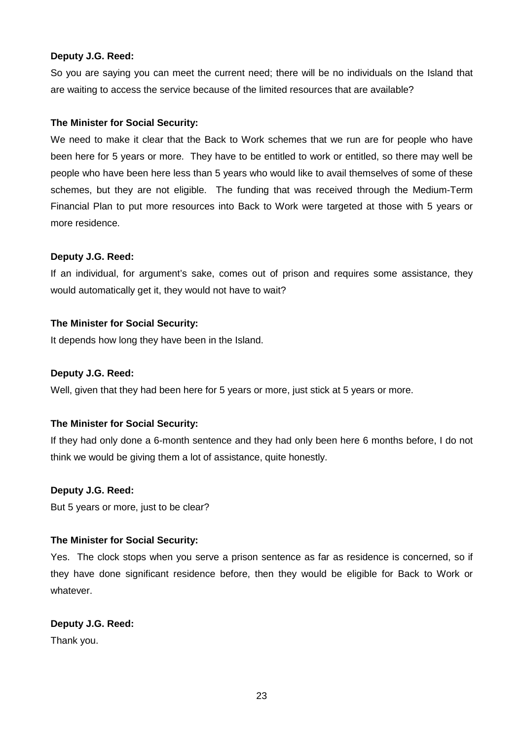**Deputy J.G. Reed:**

So you are saying you can meet the current need; there will be no individuals on the Island that are waiting to access the service because of the limited resources that are available?

**The Minister for Social Security:**

We need to make it clear that the Back to Work schemes that we run are for people who have been here for 5 years or more. They have to be entitled to work or entitled, so there may well be people who have been here less than 5 years who would like to avail themselves of some of these schemes, but they are not eligible. The funding that was received through the Medium-Term Financial Plan to put more resources into Back to Work were targeted at those with 5 years or more residence.

**Deputy J.G. Reed:**

If an individual, for argument's sake, comes out of prison and requires some assistance, they would automatically get it, they would not have to wait?

**The Minister for Social Security:**

It depends how long they have been in the Island.

**Deputy J.G. Reed:**

Well, given that they had been here for 5 years or more, just stick at 5 years or more.

**The Minister for Social Security:**

If they had only done a 6-month sentence and they had only been here 6 months before, I do not think we would be giving them a lot of assistance, quite honestly.

**Deputy J.G. Reed:**

But 5 years or more, just to be clear?

**The Minister for Social Security:**

Yes. The clock stops when you serve a prison sentence as far as residence is concerned, so if they have done significant residence before, then they would be eligible for Back to Work or whatever.

**Deputy J.G. Reed:**

Thank you.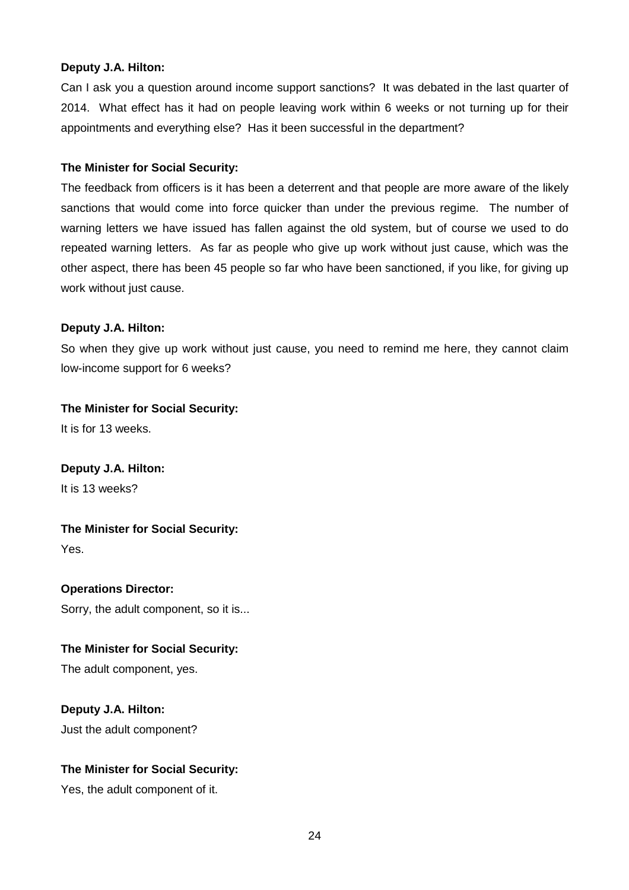**Deputy J.A. Hilton:**

Can I ask you a question around income support sanctions? It was debated in the last quarter of 2014. What effect has it had on people leaving work within 6 weeks or not turning up for their appointments and everything else? Has it been successful in the department?

**The Minister for Social Security:**

The feedback from officers is it has been a deterrent and that people are more aware of the likely sanctions that would come into force quicker than under the previous regime. The number of warning letters we have issued has fallen against the old system, but of course we used to do repeated warning letters. As far as people who give up work without just cause, which was the other aspect, there has been 45 people so far who have been sanctioned, if you like, for giving up work without just cause.

**Deputy J.A. Hilton:**

So when they give up work without just cause, you need to remind me here, they cannot claim low-income support for 6 weeks?

**The Minister for Social Security:**

It is for 13 weeks.

**Deputy J.A. Hilton:**

It is 13 weeks?

**The Minister for Social Security:**

Yes.

**Operations Director:**

Sorry, the adult component, so it is...

**The Minister for Social Security:**

The adult component, yes.

**Deputy J.A. Hilton:**

Just the adult component?

**The Minister for Social Security:**

Yes, the adult component of it.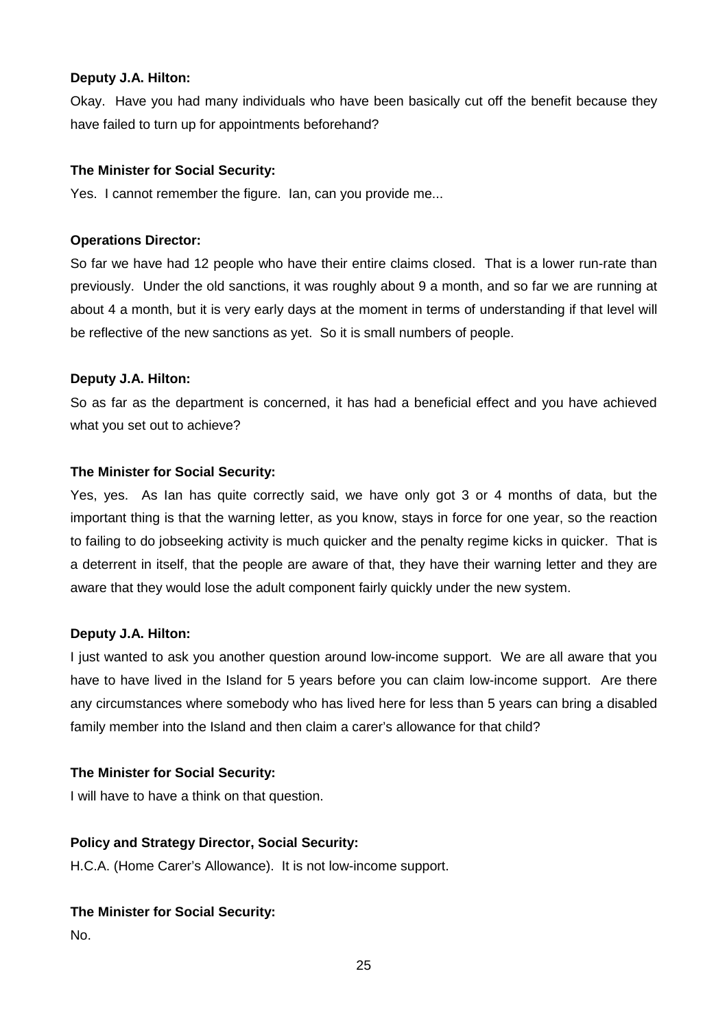**Deputy J.A. Hilton:**

Okay. Have you had many individuals who have been basically cut off the benefit because they have failed to turn up for appointments beforehand?

**The Minister for Social Security:**

Yes. I cannot remember the figure. Ian, can you provide me...

**Operations Director:**

So far we have had 12 people who have their entire claims closed. That is a lower run-rate than previously. Under the old sanctions, it was roughly about 9 a month, and so far we are running at about 4 a month, but it is very early days at the moment in terms of understanding if that level will be reflective of the new sanctions as yet. So it is small numbers of people.

**Deputy J.A. Hilton:**

So as far as the department is concerned, it has had a beneficial effect and you have achieved what you set out to achieve?

**The Minister for Social Security:**

Yes, yes. As Ian has quite correctly said, we have only got 3 or 4 months of data, but the important thing is that the warning letter, as you know, stays in force for one year, so the reaction to failing to do jobseeking activity is much quicker and the penalty regime kicks in quicker. That is a deterrent in itself, that the people are aware of that, they have their warning letter and they are aware that they would lose the adult component fairly quickly under the new system.

**Deputy J.A. Hilton:**

I just wanted to ask you another question around low-income support. We are all aware that you have to have lived in the Island for 5 years before you can claim low-income support. Are there any circumstances where somebody who has lived here for less than 5 years can bring a disabled family member into the Island and then claim a carer's allowance for that child?

**The Minister for Social Security:**

I will have to have a think on that question.

**Policy and Strategy Director, Social Security:**

H.C.A. (Home Carer's Allowance). It is not low-income support.

**The Minister for Social Security:**

No.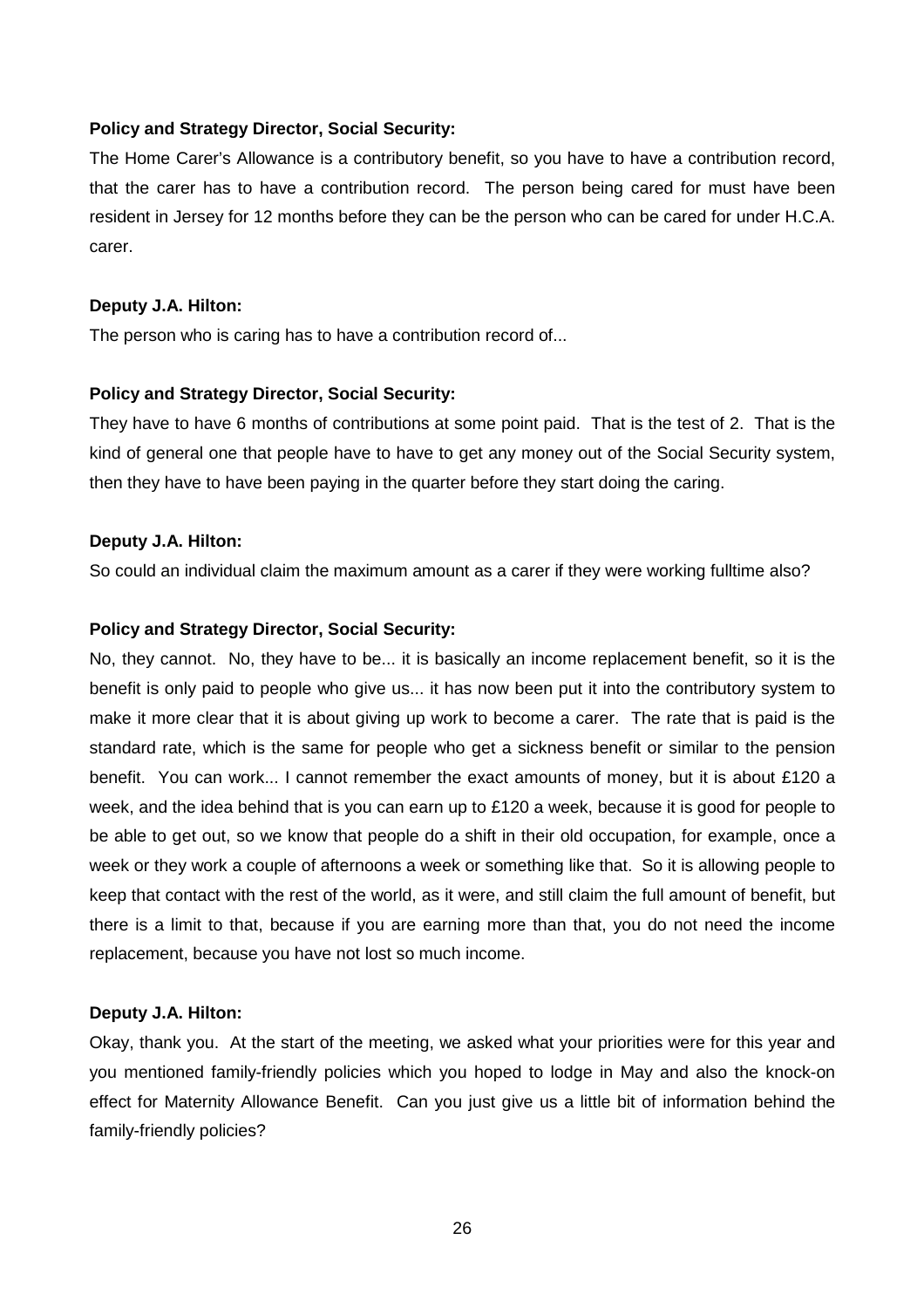**Policy and Strategy Director, Social Security:**

The Home Carer's Allowance is a contributory benefit, so you have to have a contribution record, that the carer has to have a contribution record. The person being cared for must have been resident in Jersey for 12 months before they can be the person who can be cared for under H.C.A. carer.

**Deputy J.A. Hilton:**

The person who is caring has to have a contribution record of...

**Policy and Strategy Director, Social Security:**

They have to have 6 months of contributions at some point paid. That is the test of 2. That is the kind of general one that people have to have to get any money out of the Social Security system, then they have to have been paying in the quarter before they start doing the caring.

**Deputy J.A. Hilton:**

So could an individual claim the maximum amount as a carer if they were working fulltime also?

**Policy and Strategy Director, Social Security:**

No, they cannot. No, they have to be... it is basically an income replacement benefit, so it is the benefit is only paid to people who give us... it has now been put it into the contributory system to make it more clear that it is about giving up work to become a carer. The rate that is paid is the standard rate, which is the same for people who get a sickness benefit or similar to the pension benefit. You can work... I cannot remember the exact amounts of money, but it is about £120 a week, and the idea behind that is you can earn up to £120 a week, because it is good for people to be able to get out, so we know that people do a shift in their old occupation, for example, once a week or they work a couple of afternoons a week or something like that. So it is allowing people to keep that contact with the rest of the world, as it were, and still claim the full amount of benefit, but there is a limit to that, because if you are earning more than that, you do not need the income replacement, because you have not lost so much income.

**Deputy J.A. Hilton:**

Okay, thank you. At the start of the meeting, we asked what your priorities were for this year and you mentioned family-friendly policies which you hoped to lodge in May and also the knock-on effect for Maternity Allowance Benefit. Can you just give us a little bit of information behind the family-friendly policies?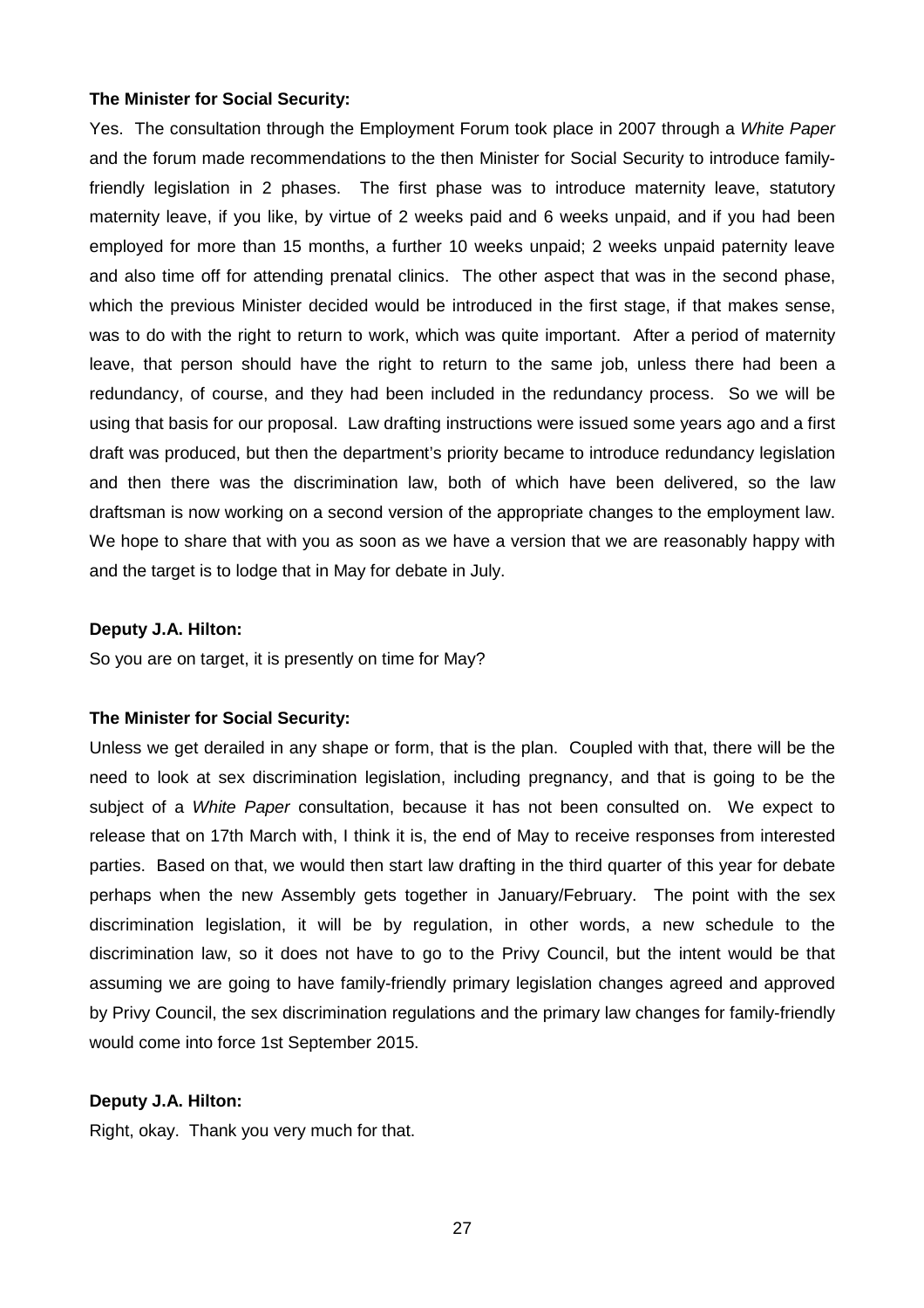**The Minister for Social Security:**

Yes. The consultation through the Employment Forum took place in 2007 through a *White Paper* and the forum made recommendations to the then Minister for Social Security to introduce family-friendly legislation in 2 phases. The first phase was to introduce maternity leave, statutory maternity leave, if you like, by virtue of 2 weeks paid and 6 weeks unpaid, and if you had been employed for more than 15 months, a further 10 weeks unpaid; 2 weeks unpaid paternity leave and also time off for attending prenatal clinics. The other aspect that was in the second phase, which the previous Minister decided would be introduced in the first stage, if that makes sense, was to do with the right to return to work, which was quite important. After a period of maternity leave, that person should have the right to return to the same job, unless there had been a redundancy, of course, and they had been included in the redundancy process. So we will be using that basis for our proposal. Law drafting instructions were issued some years ago and a first draft was produced, but then the department's priority became to introduce redundancy legislation and then there was the discrimination law, both of which have been delivered, so the law draftsman is now working on a second version of the appropriate changes to the employment law. We hope to share that with you as soon as we have a version that we are reasonably happy with and the target is to lodge that in May for debate in July.

**Deputy J.A. Hilton:**

So you are on target, it is presently on time for May?

**The Minister for Social Security:**

Unless we get derailed in any shape or form, that is the plan. Coupled with that, there will be the need to look at sex discrimination legislation, including pregnancy, and that is going to be the subject of a *White Paper* consultation, because it has not been consulted on. We expect to release that on 17th March with, I think it is, the end of May to receive responses from interested parties. Based on that, we would then start law drafting in the third quarter of this year for debate perhaps when the new Assembly gets together in January/February. The point with the sex discrimination legislation, it will be by regulation, in other words, a new schedule to the discrimination law, so it does not have to go to the Privy Council, but the intent would be that assuming we are going to have family-friendly primary legislation changes agreed and approved by Privy Council, the sex discrimination regulations and the primary law changes for family-friendly would come into force 1st September 2015.

**Deputy J.A. Hilton:**

Right, okay. Thank you very much for that.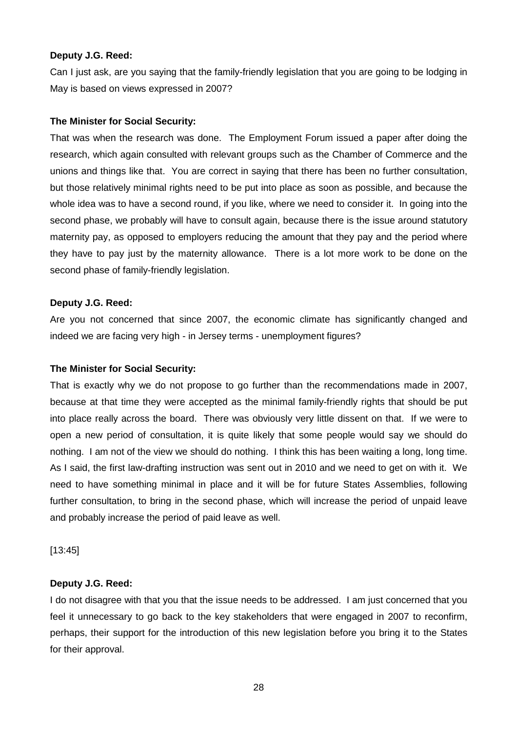**Deputy J.G. Reed:**

Can I just ask, are you saying that the family-friendly legislation that you are going to be lodging in May is based on views expressed in 2007?

**The Minister for Social Security:**

That was when the research was done. The Employment Forum issued a paper after doing the research, which again consulted with relevant groups such as the Chamber of Commerce and the unions and things like that. You are correct in saying that there has been no further consultation, but those relatively minimal rights need to be put into place as soon as possible, and because the whole idea was to have a second round, if you like, where we need to consider it. In going into the second phase, we probably will have to consult again, because there is the issue around statutory maternity pay, as opposed to employers reducing the amount that they pay and the period where they have to pay just by the maternity allowance. There is a lot more work to be done on the second phase of family-friendly legislation.

**Deputy J.G. Reed:**

Are you not concerned that since 2007, the economic climate has significantly changed and indeed we are facing very high - in Jersey terms - unemployment figures?

**The Minister for Social Security:**

That is exactly why we do not propose to go further than the recommendations made in 2007, because at that time they were accepted as the minimal family-friendly rights that should be put into place really across the board. There was obviously very little dissent on that. If we were to open a new period of consultation, it is quite likely that some people would say we should do nothing. I am not of the view we should do nothing. I think this has been waiting a long, long time. As I said, the first law-drafting instruction was sent out in 2010 and we need to get on with it. We need to have something minimal in place and it will be for future States Assemblies, following further consultation, to bring in the second phase, which will increase the period of unpaid leave and probably increase the period of paid leave as well.

[13:45]

**Deputy J.G. Reed:**

I do not disagree with that you that the issue needs to be addressed. I am just concerned that you feel it unnecessary to go back to the key stakeholders that were engaged in 2007 to reconfirm, perhaps, their support for the introduction of this new legislation before you bring it to the States for their approval.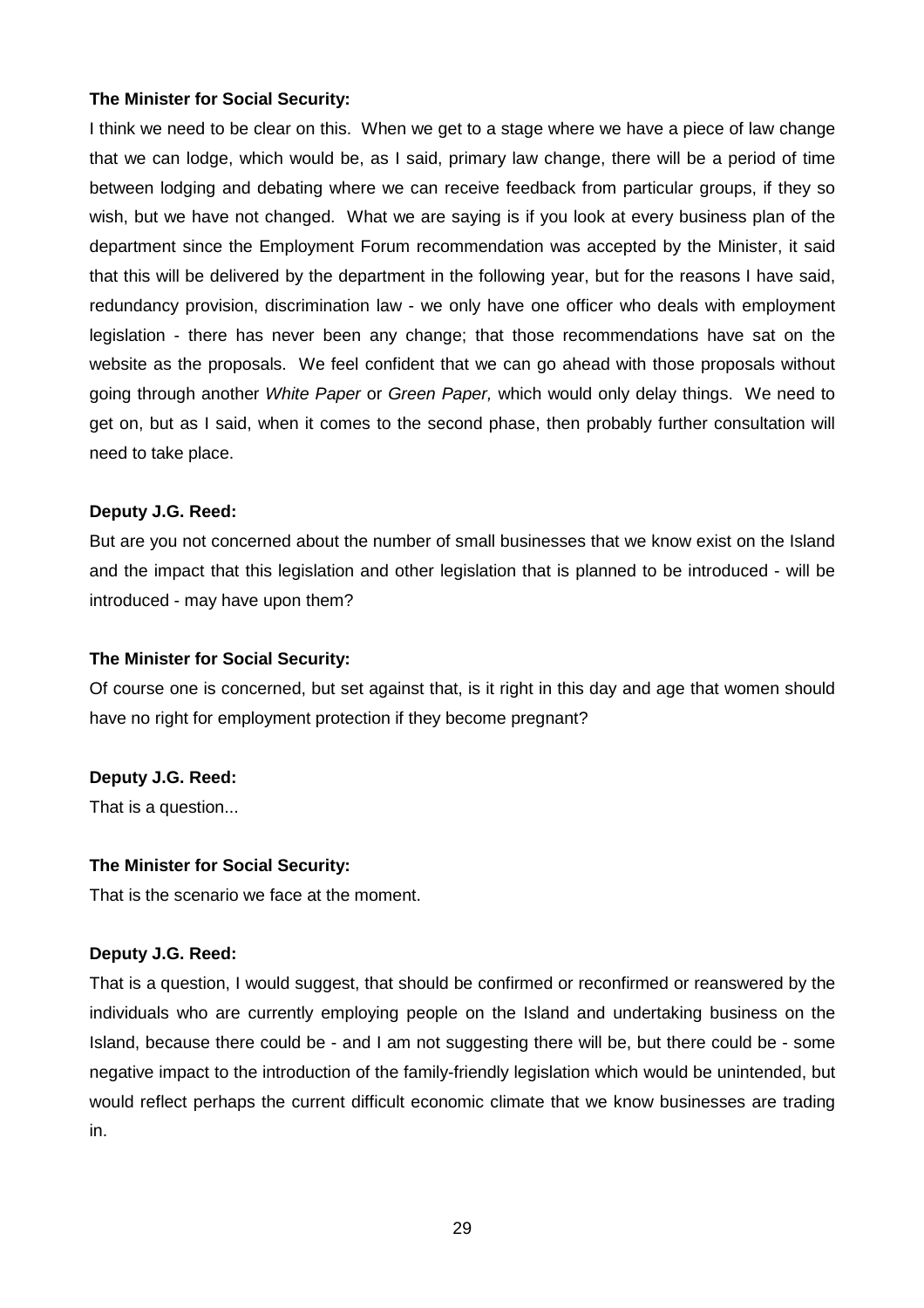**The Minister for Social Security:**

I think we need to be clear on this. When we get to a stage where we have a piece of law change that we can lodge, which would be, as I said, primary law change, there will be a period of time between lodging and debating where we can receive feedback from particular groups, if they so wish, but we have not changed. What we are saying is if you look at every business plan of the department since the Employment Forum recommendation was accepted by the Minister, it said that this will be delivered by the department in the following year, but for the reasons I have said, redundancy provision, discrimination law - we only have one officer who deals with employment legislation - there has never been any change; that those recommendations have sat on the website as the proposals. We feel confident that we can go ahead with those proposals without going through another *White Paper* or *Green Paper,* which would only delay things. We need to get on, but as I said, when it comes to the second phase, then probably further consultation will need to take place.

**Deputy J.G. Reed:**

But are you not concerned about the number of small businesses that we know exist on the Island and the impact that this legislation and other legislation that is planned to be introduced - will be introduced - may have upon them?

**The Minister for Social Security:**

Of course one is concerned, but set against that, is it right in this day and age that women should have no right for employment protection if they become pregnant?

**Deputy J.G. Reed:**

That is a question...

**The Minister for Social Security:**

That is the scenario we face at the moment.

**Deputy J.G. Reed:**

That is a question, I would suggest, that should be confirmed or reconfirmed or reanswered by the individuals who are currently employing people on the Island and undertaking business on the Island, because there could be - and I am not suggesting there will be, but there could be - some negative impact to the introduction of the family-friendly legislation which would be unintended, but would reflect perhaps the current difficult economic climate that we know businesses are trading in.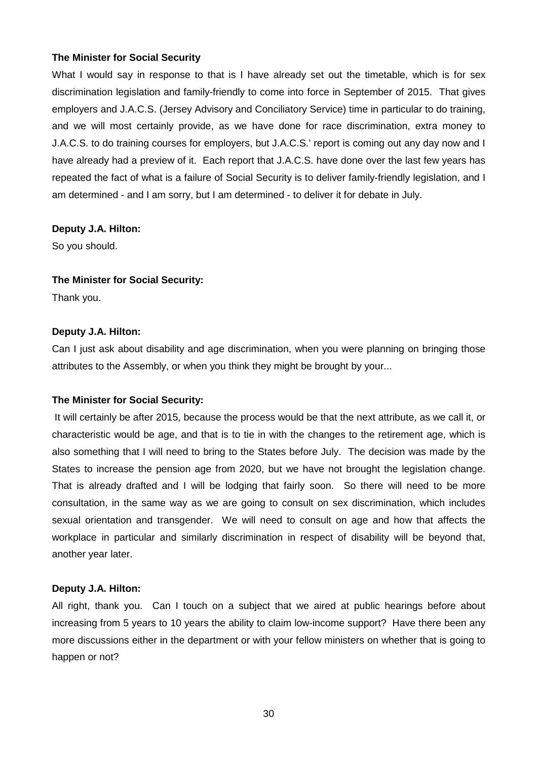**The Minister for Social Security**

What I would say in response to that is I have already set out the timetable, which is for sex discrimination legislation and family-friendly to come into force in September of 2015. That gives employers and J.A.C.S. (Jersey Advisory and Conciliatory Service) time in particular to do training, and we will most certainly provide, as we have done for race discrimination, extra money to J.A.C.S. to do training courses for employers, but J.A.C.S.' report is coming out any day now and I have already had a preview of it. Each report that J.A.C.S. have done over the last few years has repeated the fact of what is a failure of Social Security is to deliver family-friendly legislation, and I am determined - and I am sorry, but I am determined - to deliver it for debate in July.

**Deputy J.A. Hilton:**

So you should.

**The Minister for Social Security:**

Thank you.

**Deputy J.A. Hilton:**

Can I just ask about disability and age discrimination, when you were planning on bringing those attributes to the Assembly, or when you think they might be brought by your...

**The Minister for Social Security:**

It will certainly be after 2015, because the process would be that the next attribute, as we call it, or characteristic would be age, and that is to tie in with the changes to the retirement age, which is also something that I will need to bring to the States before July. The decision was made by the States to increase the pension age from 2020, but we have not brought the legislation change. That is already drafted and I will be lodging that fairly soon. So there will need to be more consultation, in the same way as we are going to consult on sex discrimination, which includes sexual orientation and transgender. We will need to consult on age and how that affects the workplace in particular and similarly discrimination in respect of disability will be beyond that, another year later.

**Deputy J.A. Hilton:**

All right, thank you. Can I touch on a subject that we aired at public hearings before about increasing from 5 years to 10 years the ability to claim low-income support? Have there been any more discussions either in the department or with your fellow ministers on whether that is going to happen or not?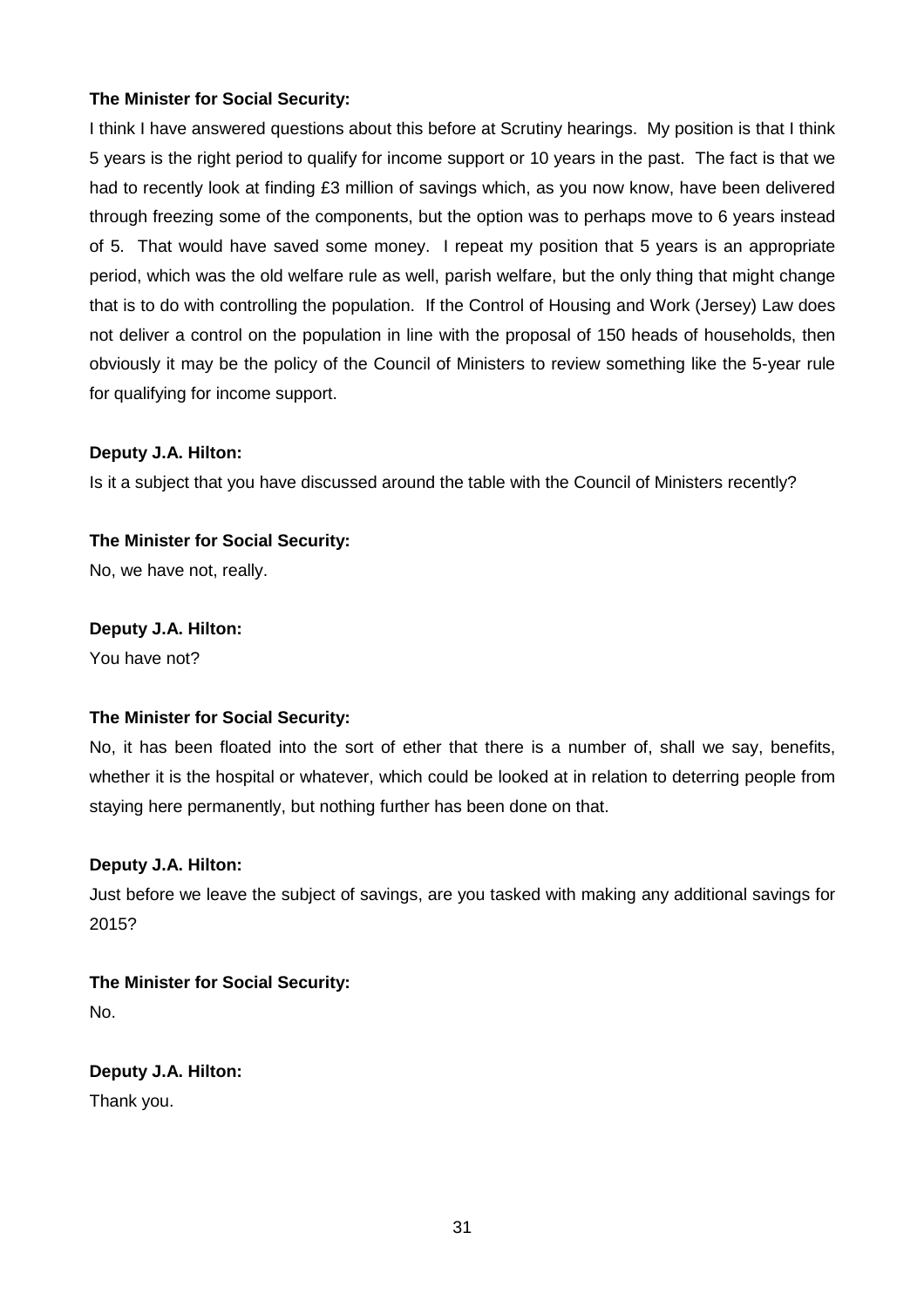**The Minister for Social Security:**

I think I have answered questions about this before at Scrutiny hearings. My position is that I think 5 years is the right period to qualify for income support or 10 years in the past. The fact is that we had to recently look at finding £3 million of savings which, as you now know, have been delivered through freezing some of the components, but the option was to perhaps move to 6 years instead of 5. That would have saved some money. I repeat my position that 5 years is an appropriate period, which was the old welfare rule as well, parish welfare, but the only thing that might change that is to do with controlling the population. If the Control of Housing and Work (Jersey) Law does not deliver a control on the population in line with the proposal of 150 heads of households, then obviously it may be the policy of the Council of Ministers to review something like the 5-year rule for qualifying for income support.

**Deputy J.A. Hilton:**

Is it a subject that you have discussed around the table with the Council of Ministers recently?

**The Minister for Social Security:**

No, we have not, really.

**Deputy J.A. Hilton:**

You have not?

**The Minister for Social Security:**

No, it has been floated into the sort of ether that there is a number of, shall we say, benefits, whether it is the hospital or whatever, which could be looked at in relation to deterring people from staying here permanently, but nothing further has been done on that.

**Deputy J.A. Hilton:**

Just before we leave the subject of savings, are you tasked with making any additional savings for 2015?

**The Minister for Social Security:**

No.

**Deputy J.A. Hilton:**

Thank you.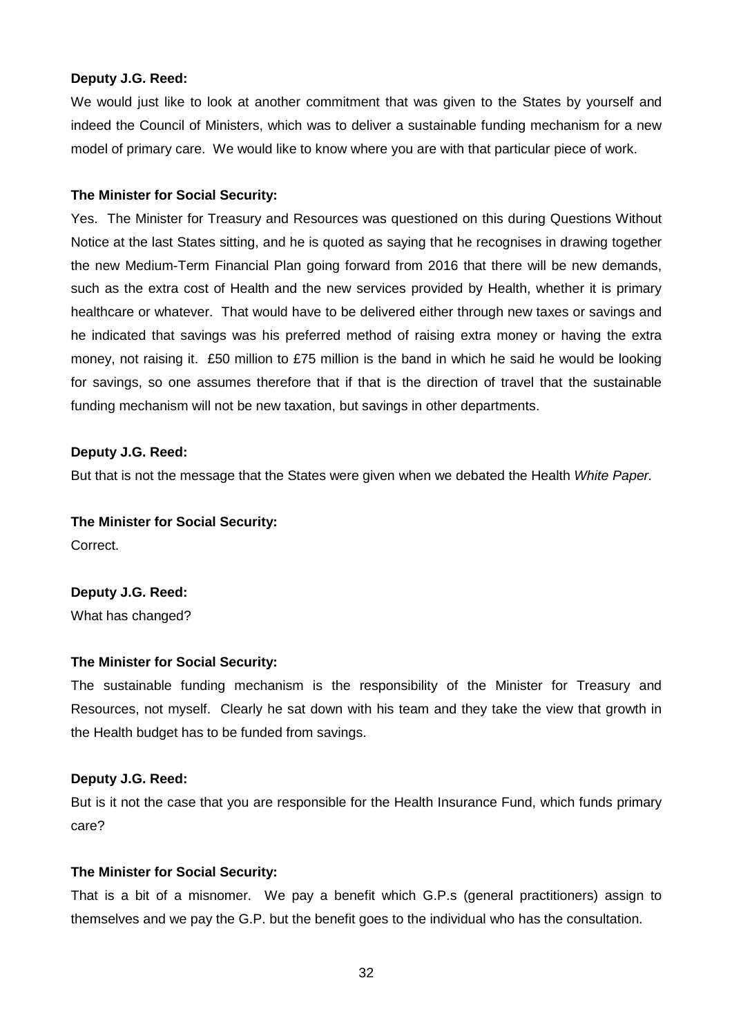**Deputy J.G. Reed:**

We would just like to look at another commitment that was given to the States by yourself and indeed the Council of Ministers, which was to deliver a sustainable funding mechanism for a new model of primary care. We would like to know where you are with that particular piece of work.

**The Minister for Social Security:**

Yes. The Minister for Treasury and Resources was questioned on this during Questions Without Notice at the last States sitting, and he is quoted as saying that he recognises in drawing together the new Medium-Term Financial Plan going forward from 2016 that there will be new demands, such as the extra cost of Health and the new services provided by Health, whether it is primary healthcare or whatever. That would have to be delivered either through new taxes or savings and he indicated that savings was his preferred method of raising extra money or having the extra money, not raising it. £50 million to £75 million is the band in which he said he would be looking for savings, so one assumes therefore that if that is the direction of travel that the sustainable funding mechanism will not be new taxation, but savings in other departments.

**Deputy J.G. Reed:**

But that is not the message that the States were given when we debated the Health *White Paper.*

**The Minister for Social Security:**

Correct.

**Deputy J.G. Reed:**

What has changed?

**The Minister for Social Security:**

The sustainable funding mechanism is the responsibility of the Minister for Treasury and Resources, not myself. Clearly he sat down with his team and they take the view that growth in the Health budget has to be funded from savings.

**Deputy J.G. Reed:**

But is it not the case that you are responsible for the Health Insurance Fund, which funds primary care?

**The Minister for Social Security:**

That is a bit of a misnomer. We pay a benefit which G.P.s (general practitioners) assign to themselves and we pay the G.P. but the benefit goes to the individual who has the consultation.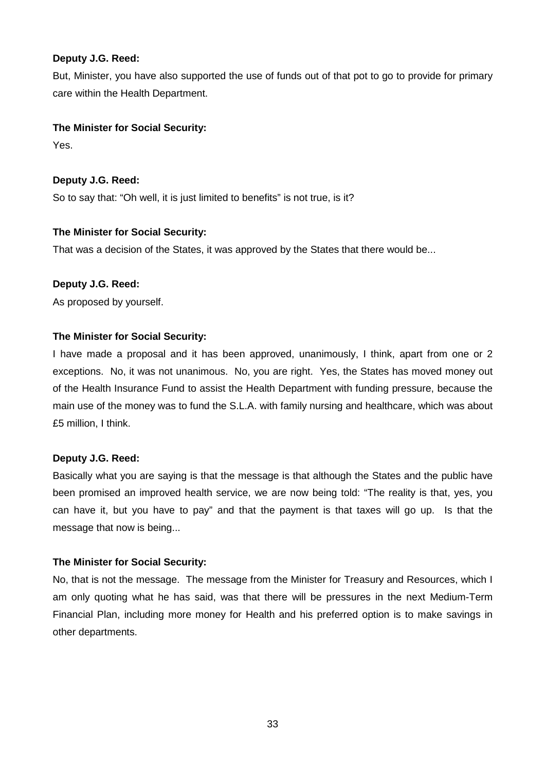**Deputy J.G. Reed:**

But, Minister, you have also supported the use of funds out of that pot to go to provide for primary care within the Health Department.

**The Minister for Social Security:**

Yes.

**Deputy J.G. Reed:**

So to say that: "Oh well, it is just limited to benefits" is not true, is it?

**The Minister for Social Security:**

That was a decision of the States, it was approved by the States that there would be...

**Deputy J.G. Reed:**

As proposed by yourself.

**The Minister for Social Security:**

I have made a proposal and it has been approved, unanimously, I think, apart from one or 2 exceptions. No, it was not unanimous. No, you are right. Yes, the States has moved money out of the Health Insurance Fund to assist the Health Department with funding pressure, because the main use of the money was to fund the S.L.A. with family nursing and healthcare, which was about £5 million, I think.

**Deputy J.G. Reed:**

Basically what you are saying is that the message is that although the States and the public have been promised an improved health service, we are now being told: "The reality is that, yes, you can have it, but you have to pay" and that the payment is that taxes will go up. Is that the message that now is being...

**The Minister for Social Security:**

No, that is not the message. The message from the Minister for Treasury and Resources, which I am only quoting what he has said, was that there will be pressures in the next Medium-Term Financial Plan, including more money for Health and his preferred option is to make savings in other departments.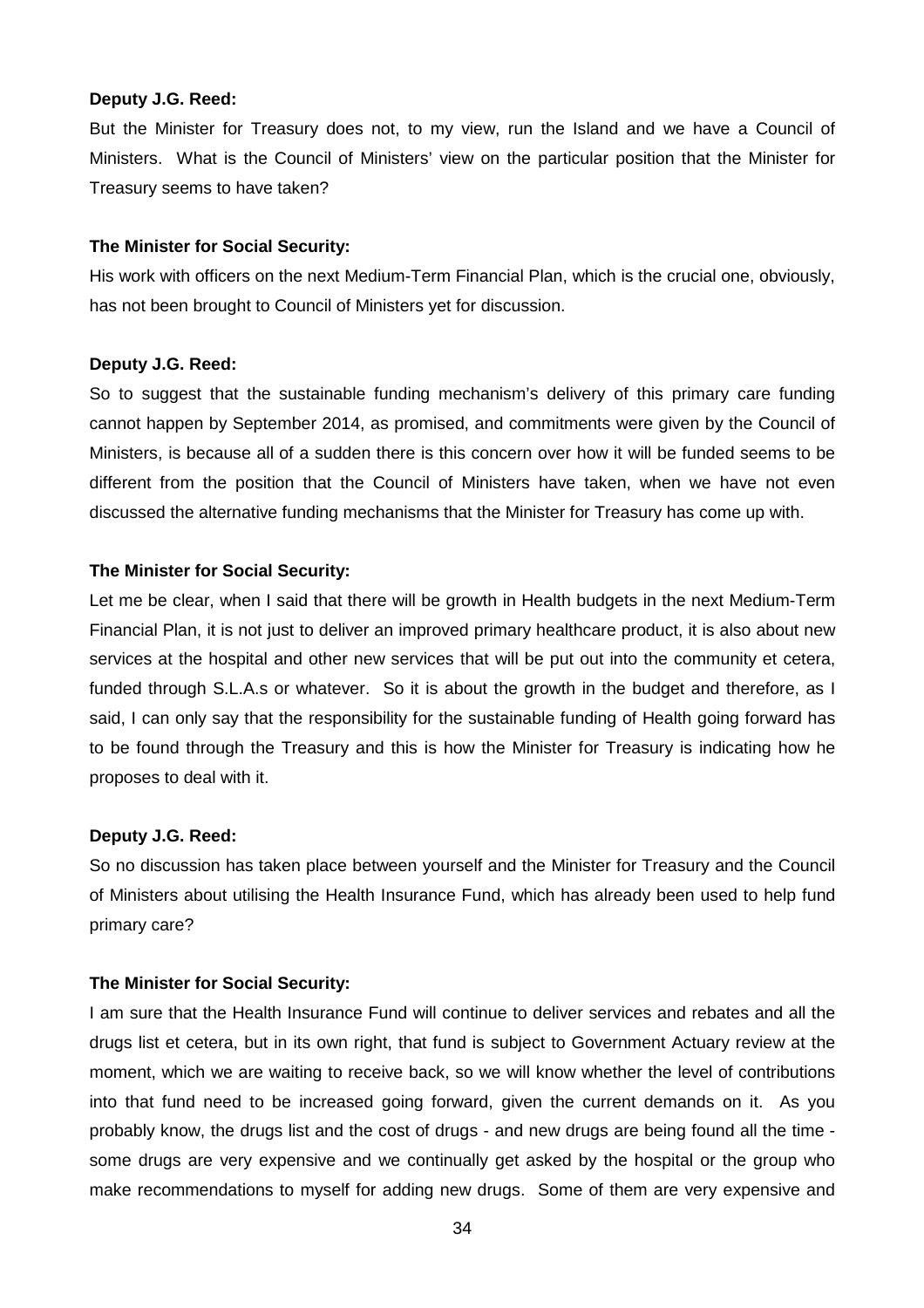**Deputy J.G. Reed:**

But the Minister for Treasury does not, to my view, run the Island and we have a Council of Ministers. What is the Council of Ministers' view on the particular position that the Minister for Treasury seems to have taken?

**The Minister for Social Security:**

His work with officers on the next Medium-Term Financial Plan, which is the crucial one, obviously, has not been brought to Council of Ministers yet for discussion.

**Deputy J.G. Reed:**

So to suggest that the sustainable funding mechanism's delivery of this primary care funding cannot happen by September 2014, as promised, and commitments were given by the Council of Ministers, is because all of a sudden there is this concern over how it will be funded seems to be different from the position that the Council of Ministers have taken, when we have not even discussed the alternative funding mechanisms that the Minister for Treasury has come up with.

**The Minister for Social Security:**

Let me be clear, when I said that there will be growth in Health budgets in the next Medium-Term Financial Plan, it is not just to deliver an improved primary healthcare product, it is also about new services at the hospital and other new services that will be put out into the community et cetera, funded through S.L.A.s or whatever. So it is about the growth in the budget and therefore, as I said, I can only say that the responsibility for the sustainable funding of Health going forward has to be found through the Treasury and this is how the Minister for Treasury is indicating how he proposes to deal with it.

**Deputy J.G. Reed:**

So no discussion has taken place between yourself and the Minister for Treasury and the Council of Ministers about utilising the Health Insurance Fund, which has already been used to help fund primary care?

**The Minister for Social Security:**

I am sure that the Health Insurance Fund will continue to deliver services and rebates and all the drugs list et cetera, but in its own right, that fund is subject to Government Actuary review at the moment, which we are waiting to receive back, so we will know whether the level of contributions into that fund need to be increased going forward, given the current demands on it. As you probably know, the drugs list and the cost of drugs - and new drugs are being found all the time - some drugs are very expensive and we continually get asked by the hospital or the group who make recommendations to myself for adding new drugs. Some of them are very expensive and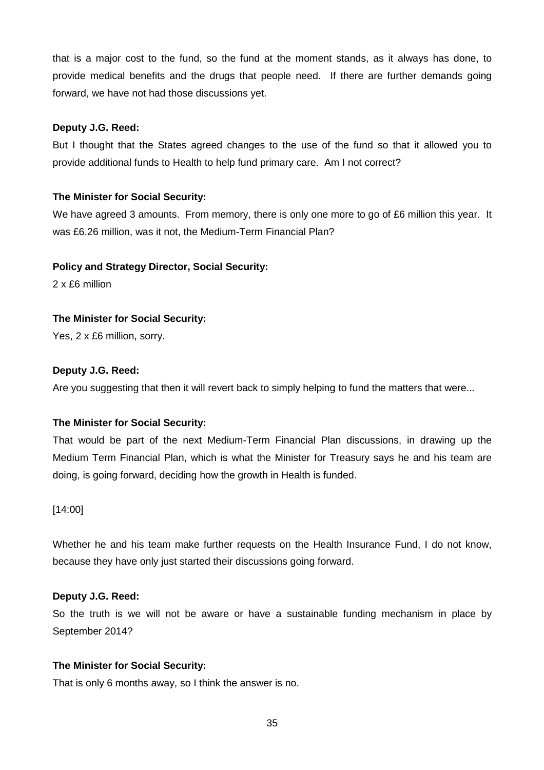that is a major cost to the fund, so the fund at the moment stands, as it always has done, to provide medical benefits and the drugs that people need. If there are further demands going forward, we have not had those discussions yet.

**Deputy J.G. Reed:**

But I thought that the States agreed changes to the use of the fund so that it allowed you to provide additional funds to Health to help fund primary care. Am I not correct?

**The Minister for Social Security:**

We have agreed 3 amounts. From memory, there is only one more to go of £6 million this year. It was £6.26 million, was it not, the Medium-Term Financial Plan?

**Policy and Strategy Director, Social Security:**

2 x £6 million

**The Minister for Social Security:**

Yes, 2 x £6 million, sorry.

**Deputy J.G. Reed:**

Are you suggesting that then it will revert back to simply helping to fund the matters that were...

**The Minister for Social Security:**

That would be part of the next Medium-Term Financial Plan discussions, in drawing up the Medium Term Financial Plan, which is what the Minister for Treasury says he and his team are doing, is going forward, deciding how the growth in Health is funded.

[14:00]

Whether he and his team make further requests on the Health Insurance Fund, I do not know, because they have only just started their discussions going forward.

**Deputy J.G. Reed:**

So the truth is we will not be aware or have a sustainable funding mechanism in place by September 2014?

**The Minister for Social Security:**

That is only 6 months away, so I think the answer is no.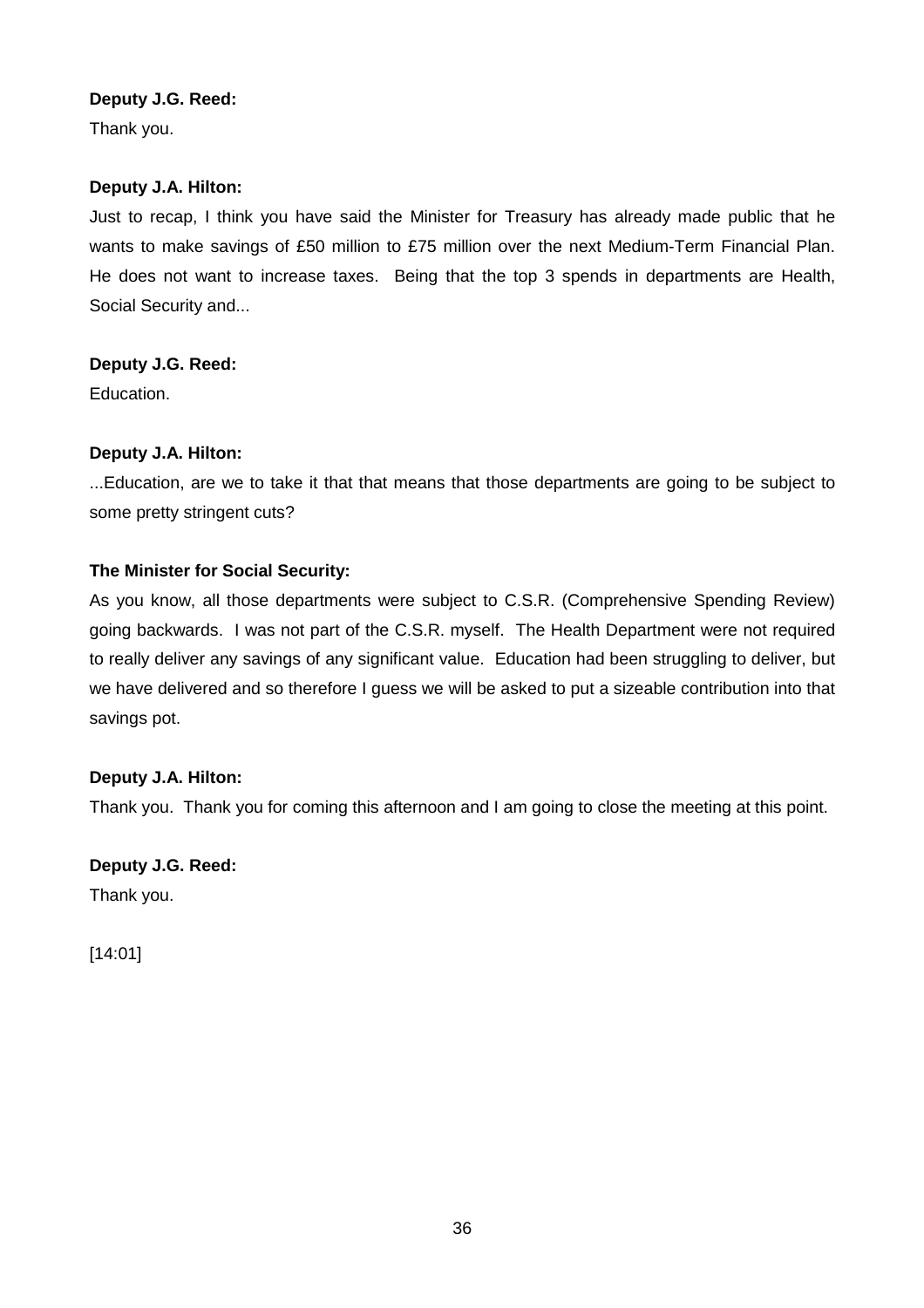**Deputy J.G. Reed:**

Thank you.

**Deputy J.A. Hilton:**

Just to recap, I think you have said the Minister for Treasury has already made public that he wants to make savings of £50 million to £75 million over the next Medium-Term Financial Plan. He does not want to increase taxes. Being that the top 3 spends in departments are Health, Social Security and...

**Deputy J.G. Reed:**

Education.

**Deputy J.A. Hilton:**

...Education, are we to take it that that means that those departments are going to be subject to some pretty stringent cuts?

**The Minister for Social Security:**

As you know, all those departments were subject to C.S.R. (Comprehensive Spending Review) going backwards. I was not part of the C.S.R. myself. The Health Department were not required to really deliver any savings of any significant value. Education had been struggling to deliver, but we have delivered and so therefore I guess we will be asked to put a sizeable contribution into that savings pot.

**Deputy J.A. Hilton:**

Thank you. Thank you for coming this afternoon and I am going to close the meeting at this point.

**Deputy J.G. Reed:**

Thank you.

[14:01]